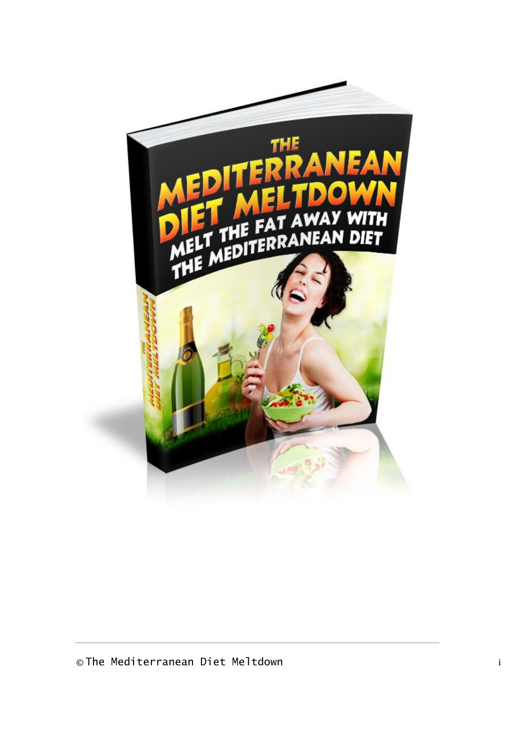# THE MEDITERRANEAN DIET MELTDOWN

## MELT THE FAT AWAY WITH THE MEDITERRANEAN DIET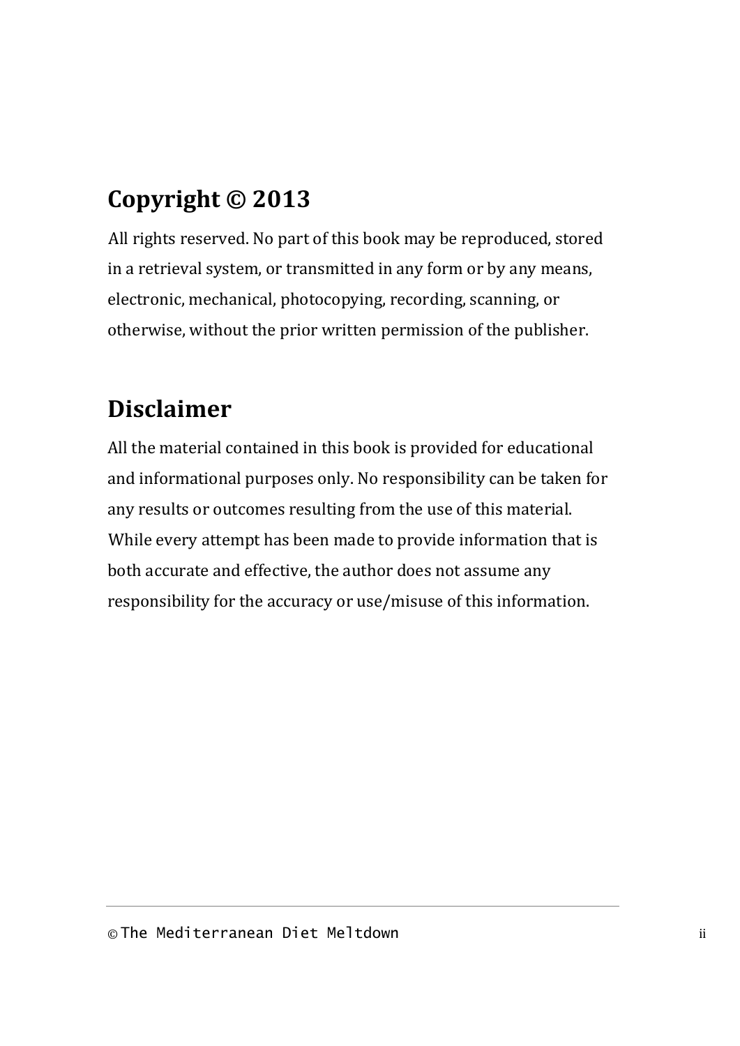## Copyright © 2013

All rights reserved. No part of this book may be reproduced, stored in a retrieval system, or transmitted in any form or by any means, electronic, mechanical, photocopying, recording, scanning, or otherwise, without the prior written permission of the publisher.

## Disclaimer

All the material contained in this book is provided for educational and informational purposes only. No responsibility can be taken for any results or outcomes resulting from the use of this material. While every attempt has been made to provide information that is both accurate and effective, the author does not assume any responsibility for the accuracy or use/misuse of this information.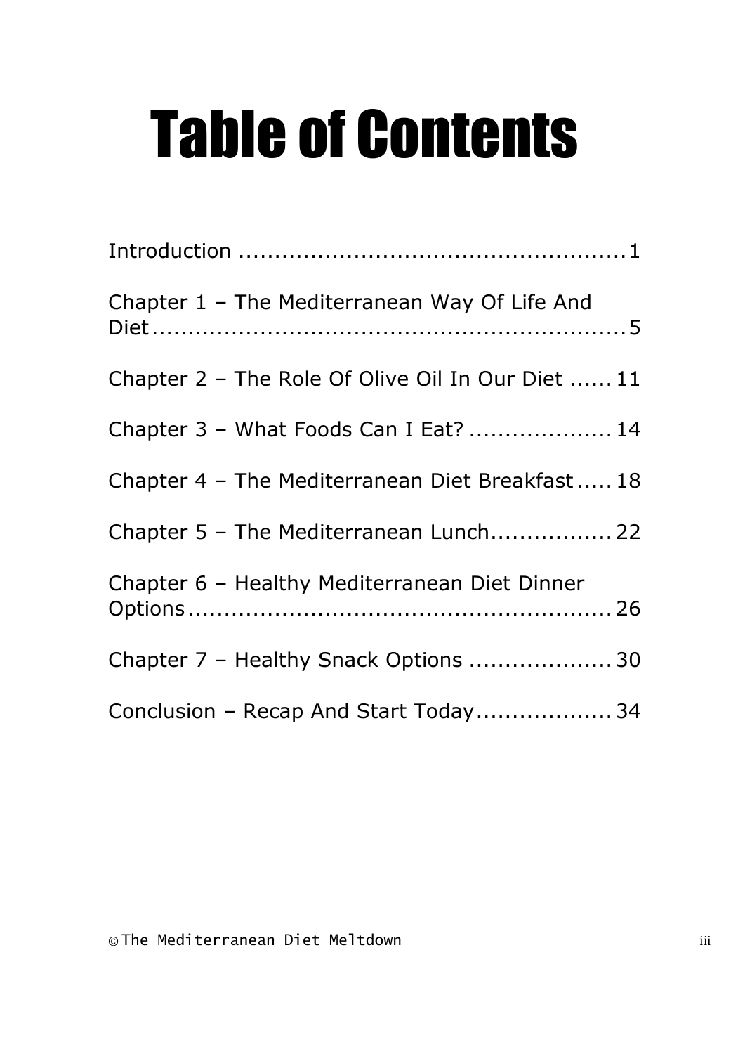# Table of Contents

Introduction ........................................................1

Chapter 1 – The Mediterranean Way Of Life And Diet....................................................................5

Chapter 2 – The Role Of Olive Oil In Our Diet ......11

Chapter 3 – What Foods Can I Eat? ....................14

Chapter 4 – The Mediterranean Diet Breakfast.....18

Chapter 5 – The Mediterranean Lunch.................22

Chapter 6 – Healthy Mediterranean Diet Dinner Options............................................................26

Chapter 7 – Healthy Snack Options ....................30

Conclusion – Recap And Start Today...................34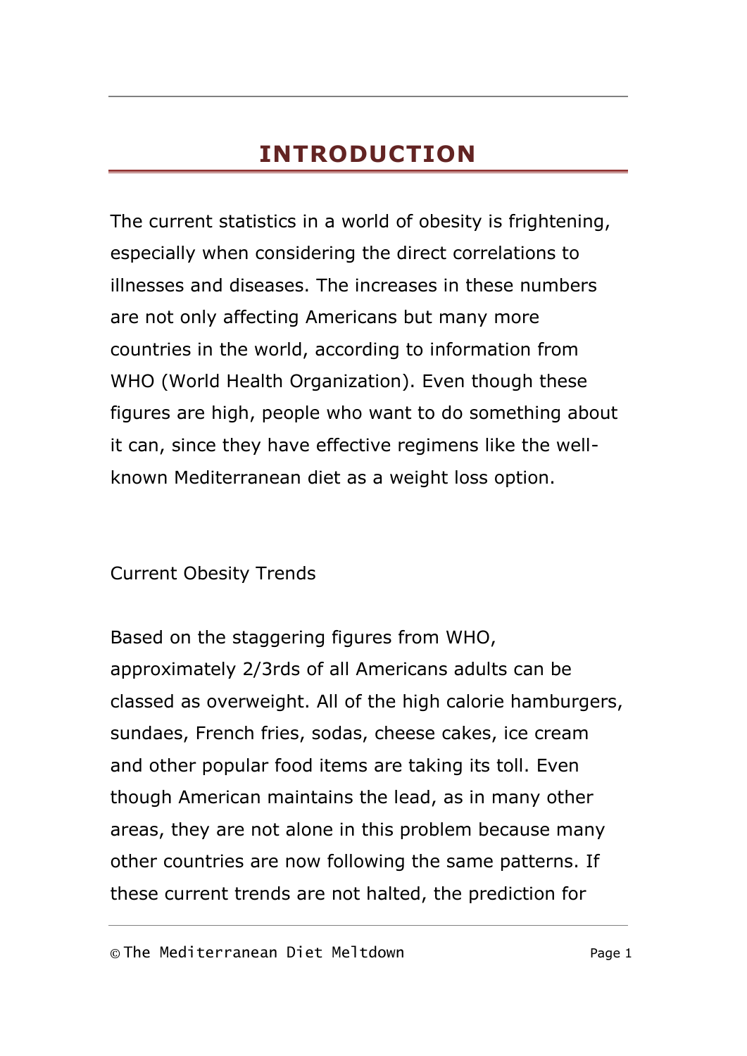# INTRODUCTION

The current statistics in a world of obesity is frightening, especially when considering the direct correlations to illnesses and diseases. The increases in these numbers are not only affecting Americans but many more countries in the world, according to information from WHO (World Health Organization). Even though these figures are high, people who want to do something about it can, since they have effective regimens like the well-known Mediterranean diet as a weight loss option.

Current Obesity Trends

Based on the staggering figures from WHO, approximately 2/3rds of all Americans adults can be classed as overweight. All of the high calorie hamburgers, sundaes, French fries, sodas, cheese cakes, ice cream and other popular food items are taking its toll. Even though American maintains the lead, as in many other areas, they are not alone in this problem because many other countries are now following the same patterns. If these current trends are not halted, the prediction for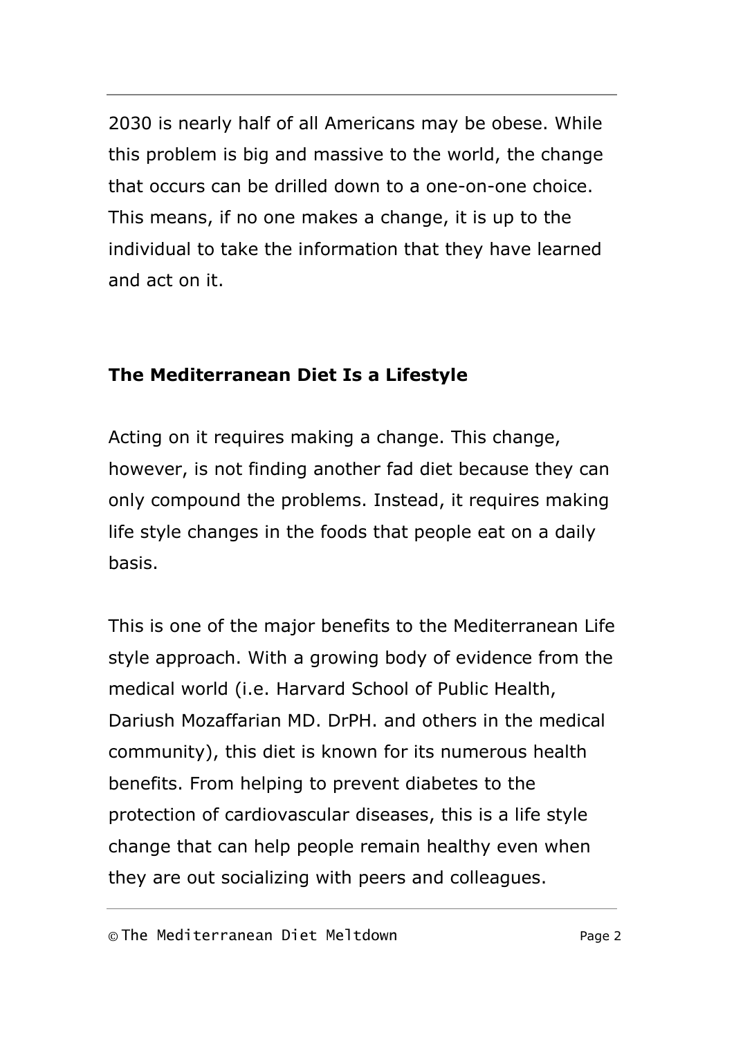2030 is nearly half of all Americans may be obese. While this problem is big and massive to the world, the change that occurs can be drilled down to a one-on-one choice. This means, if no one makes a change, it is up to the individual to take the information that they have learned and act on it.

**The Mediterranean Diet Is a Lifestyle**

Acting on it requires making a change. This change, however, is not finding another fad diet because they can only compound the problems. Instead, it requires making life style changes in the foods that people eat on a daily basis.

This is one of the major benefits to the Mediterranean Life style approach. With a growing body of evidence from the medical world (i.e. Harvard School of Public Health, Dariush Mozaffarian MD. DrPH. and others in the medical community), this diet is known for its numerous health benefits. From helping to prevent diabetes to the protection of cardiovascular diseases, this is a life style change that can help people remain healthy even when they are out socializing with peers and colleagues.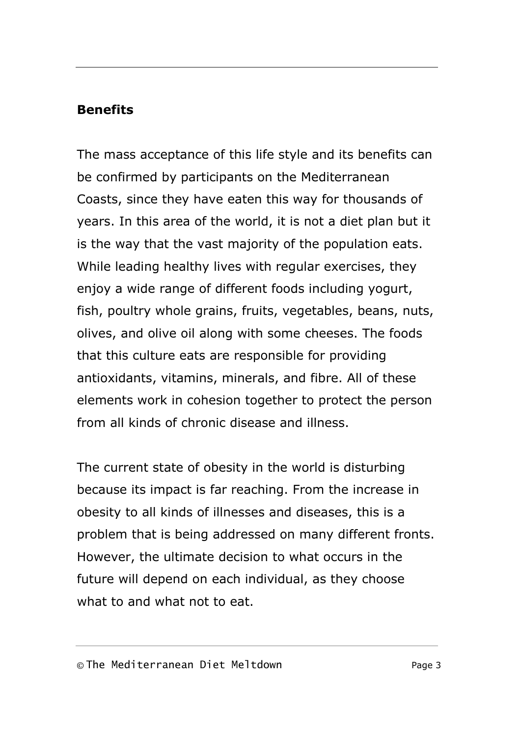**Benefits**

The mass acceptance of this life style and its benefits can be confirmed by participants on the Mediterranean Coasts, since they have eaten this way for thousands of years. In this area of the world, it is not a diet plan but it is the way that the vast majority of the population eats. While leading healthy lives with regular exercises, they enjoy a wide range of different foods including yogurt, fish, poultry whole grains, fruits, vegetables, beans, nuts, olives, and olive oil along with some cheeses. The foods that this culture eats are responsible for providing antioxidants, vitamins, minerals, and fibre. All of these elements work in cohesion together to protect the person from all kinds of chronic disease and illness.

The current state of obesity in the world is disturbing because its impact is far reaching. From the increase in obesity to all kinds of illnesses and diseases, this is a problem that is being addressed on many different fronts. However, the ultimate decision to what occurs in the future will depend on each individual, as they choose what to and what not to eat.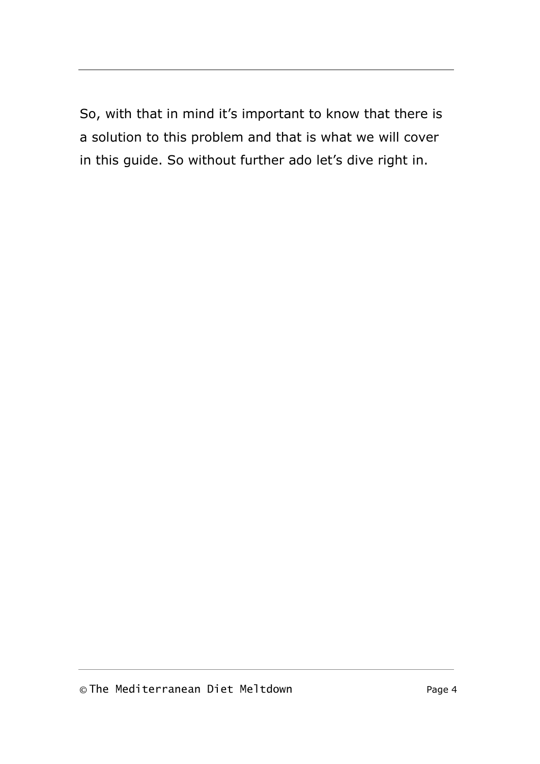So, with that in mind it's important to know that there is a solution to this problem and that is what we will cover in this guide. So without further ado let's dive right in.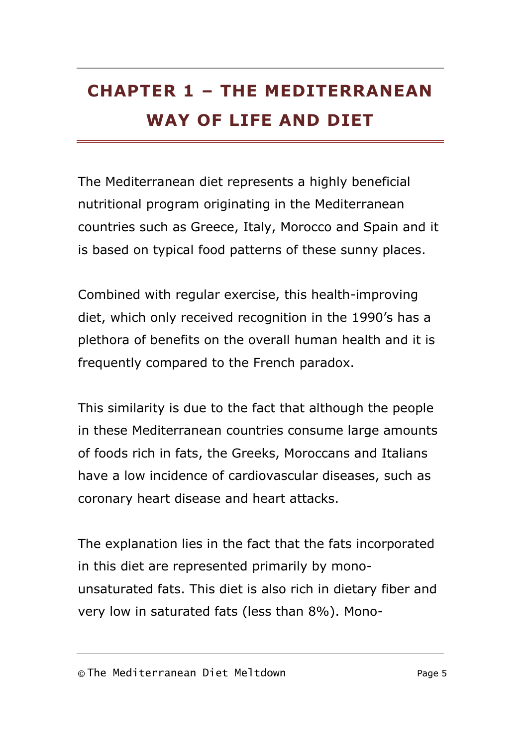# CHAPTER 1 – THE MEDITERRANEAN WAY OF LIFE AND DIET

The Mediterranean diet represents a highly beneficial nutritional program originating in the Mediterranean countries such as Greece, Italy, Morocco and Spain and it is based on typical food patterns of these sunny places.

Combined with regular exercise, this health-improving diet, which only received recognition in the 1990's has a plethora of benefits on the overall human health and it is frequently compared to the French paradox.

This similarity is due to the fact that although the people in these Mediterranean countries consume large amounts of foods rich in fats, the Greeks, Moroccans and Italians have a low incidence of cardiovascular diseases, such as coronary heart disease and heart attacks.

The explanation lies in the fact that the fats incorporated in this diet are represented primarily by mono-unsaturated fats. This diet is also rich in dietary fiber and very low in saturated fats (less than 8%). Mono-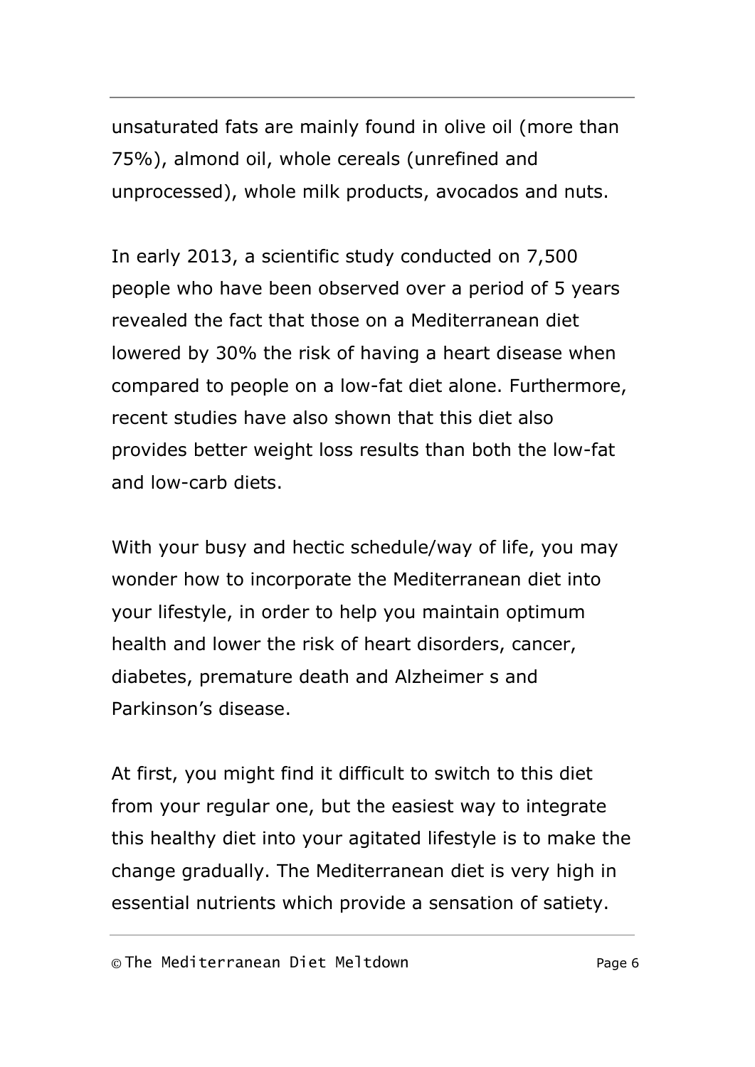unsaturated fats are mainly found in olive oil (more than 75%), almond oil, whole cereals (unrefined and unprocessed), whole milk products, avocados and nuts.

In early 2013, a scientific study conducted on 7,500 people who have been observed over a period of 5 years revealed the fact that those on a Mediterranean diet lowered by 30% the risk of having a heart disease when compared to people on a low-fat diet alone. Furthermore, recent studies have also shown that this diet also provides better weight loss results than both the low-fat and low-carb diets.

With your busy and hectic schedule/way of life, you may wonder how to incorporate the Mediterranean diet into your lifestyle, in order to help you maintain optimum health and lower the risk of heart disorders, cancer, diabetes, premature death and Alzheimer s and Parkinson's disease.

At first, you might find it difficult to switch to this diet from your regular one, but the easiest way to integrate this healthy diet into your agitated lifestyle is to make the change gradually. The Mediterranean diet is very high in essential nutrients which provide a sensation of satiety.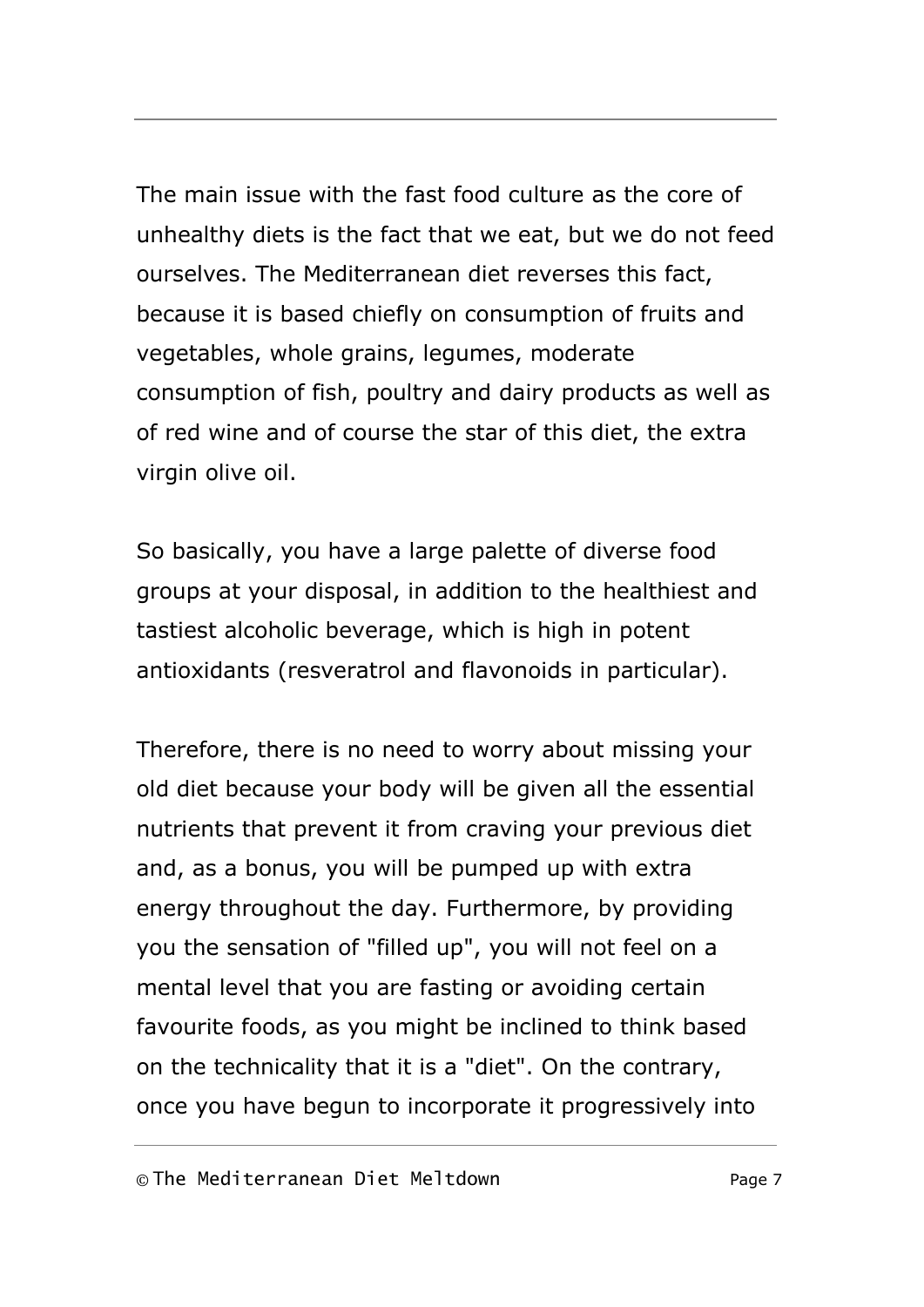The main issue with the fast food culture as the core of unhealthy diets is the fact that we eat, but we do not feed ourselves. The Mediterranean diet reverses this fact, because it is based chiefly on consumption of fruits and vegetables, whole grains, legumes, moderate consumption of fish, poultry and dairy products as well as of red wine and of course the star of this diet, the extra virgin olive oil.

So basically, you have a large palette of diverse food groups at your disposal, in addition to the healthiest and tastiest alcoholic beverage, which is high in potent antioxidants (resveratrol and flavonoids in particular).

Therefore, there is no need to worry about missing your old diet because your body will be given all the essential nutrients that prevent it from craving your previous diet and, as a bonus, you will be pumped up with extra energy throughout the day. Furthermore, by providing you the sensation of "filled up", you will not feel on a mental level that you are fasting or avoiding certain favourite foods, as you might be inclined to think based on the technicality that it is a "diet". On the contrary, once you have begun to incorporate it progressively into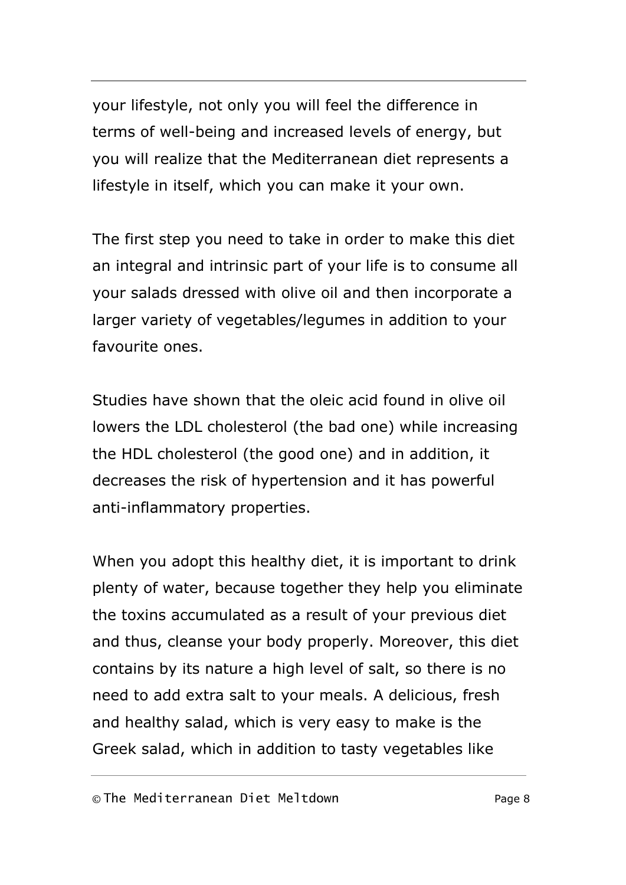your lifestyle, not only you will feel the difference in terms of well-being and increased levels of energy, but you will realize that the Mediterranean diet represents a lifestyle in itself, which you can make it your own.

The first step you need to take in order to make this diet an integral and intrinsic part of your life is to consume all your salads dressed with olive oil and then incorporate a larger variety of vegetables/legumes in addition to your favourite ones.

Studies have shown that the oleic acid found in olive oil lowers the LDL cholesterol (the bad one) while increasing the HDL cholesterol (the good one) and in addition, it decreases the risk of hypertension and it has powerful anti-inflammatory properties.

When you adopt this healthy diet, it is important to drink plenty of water, because together they help you eliminate the toxins accumulated as a result of your previous diet and thus, cleanse your body properly. Moreover, this diet contains by its nature a high level of salt, so there is no need to add extra salt to your meals. A delicious, fresh and healthy salad, which is very easy to make is the Greek salad, which in addition to tasty vegetables like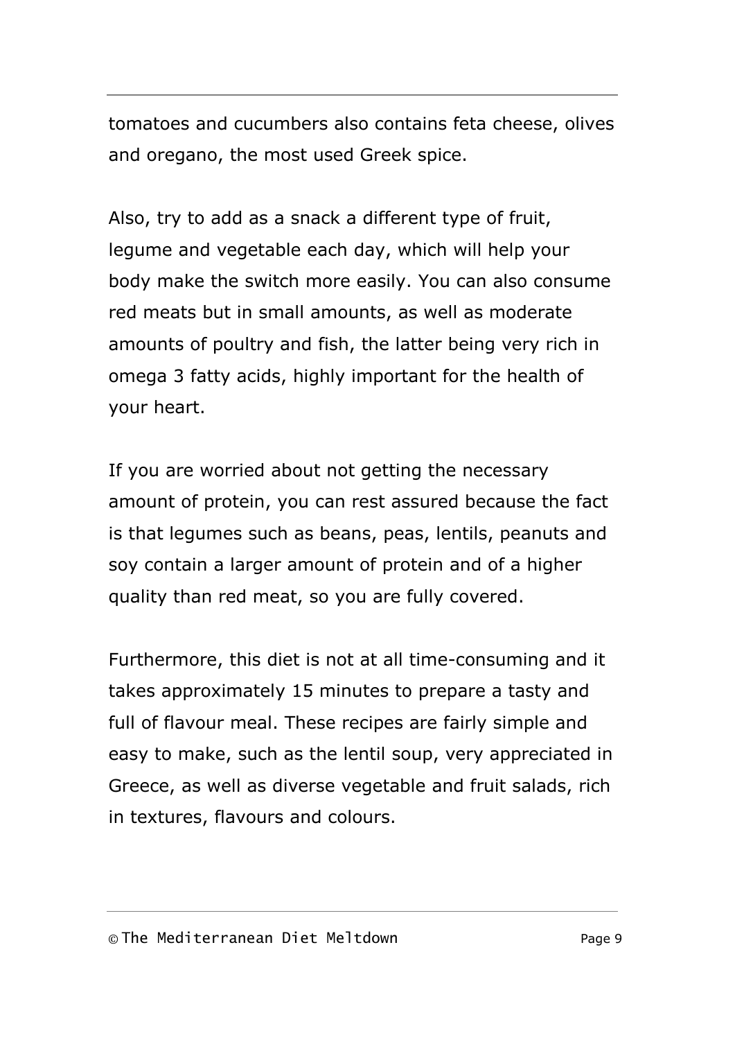tomatoes and cucumbers also contains feta cheese, olives and oregano, the most used Greek spice.

Also, try to add as a snack a different type of fruit, legume and vegetable each day, which will help your body make the switch more easily. You can also consume red meats but in small amounts, as well as moderate amounts of poultry and fish, the latter being very rich in omega 3 fatty acids, highly important for the health of your heart.

If you are worried about not getting the necessary amount of protein, you can rest assured because the fact is that legumes such as beans, peas, lentils, peanuts and soy contain a larger amount of protein and of a higher quality than red meat, so you are fully covered.

Furthermore, this diet is not at all time-consuming and it takes approximately 15 minutes to prepare a tasty and full of flavour meal. These recipes are fairly simple and easy to make, such as the lentil soup, very appreciated in Greece, as well as diverse vegetable and fruit salads, rich in textures, flavours and colours.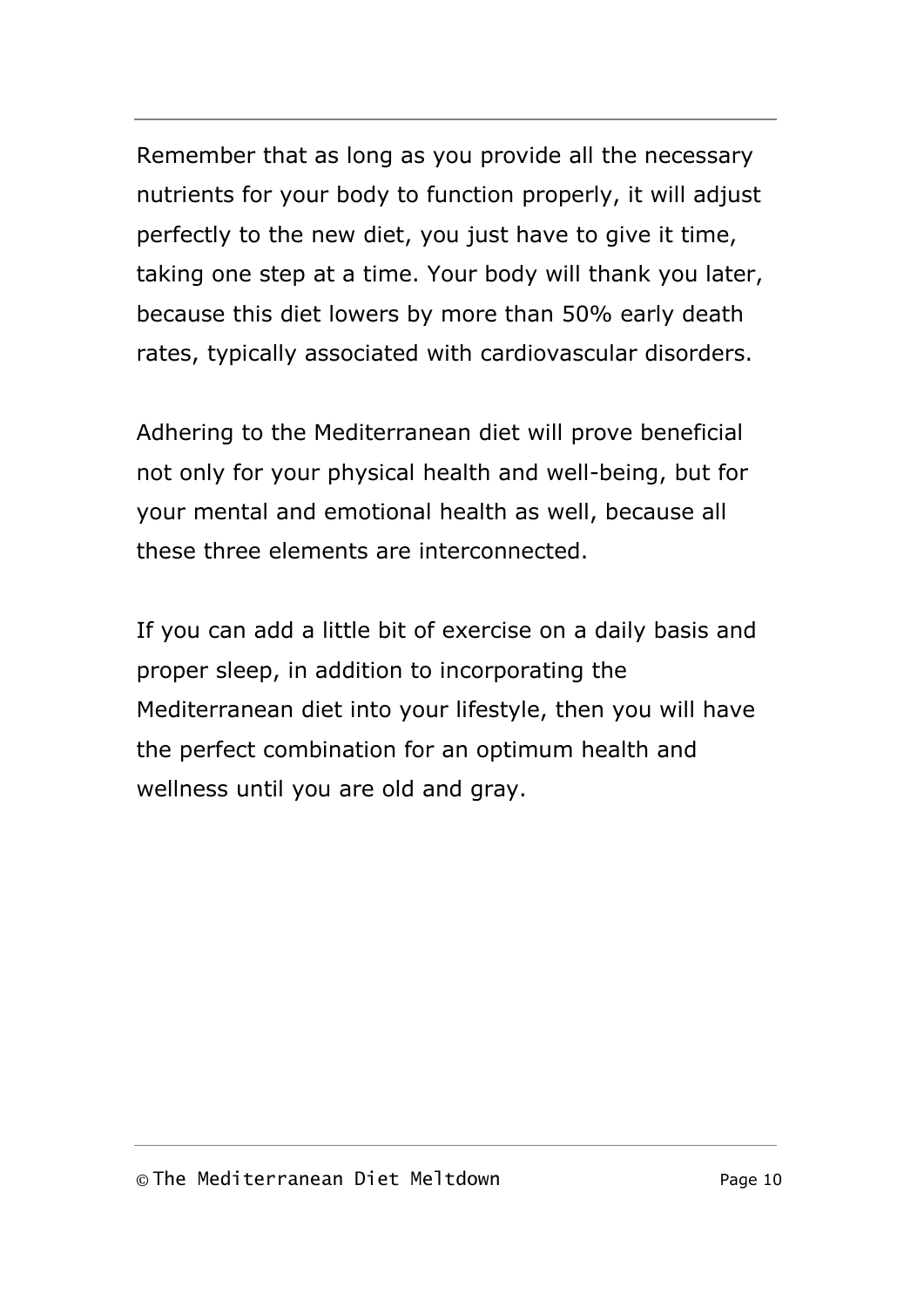Remember that as long as you provide all the necessary nutrients for your body to function properly, it will adjust perfectly to the new diet, you just have to give it time, taking one step at a time. Your body will thank you later, because this diet lowers by more than 50% early death rates, typically associated with cardiovascular disorders.

Adhering to the Mediterranean diet will prove beneficial not only for your physical health and well-being, but for your mental and emotional health as well, because all these three elements are interconnected.

If you can add a little bit of exercise on a daily basis and proper sleep, in addition to incorporating the Mediterranean diet into your lifestyle, then you will have the perfect combination for an optimum health and wellness until you are old and gray.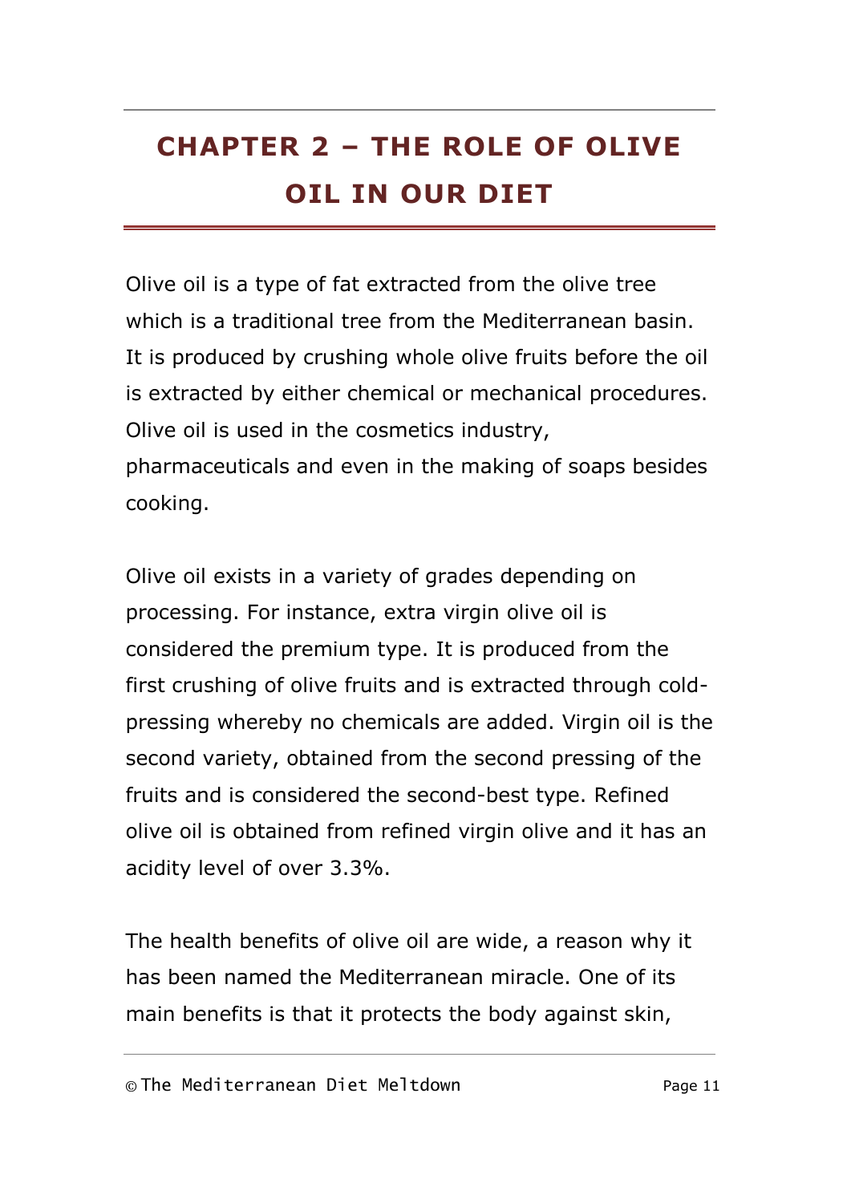# CHAPTER 2 – THE ROLE OF OLIVE OIL IN OUR DIET

Olive oil is a type of fat extracted from the olive tree which is a traditional tree from the Mediterranean basin. It is produced by crushing whole olive fruits before the oil is extracted by either chemical or mechanical procedures. Olive oil is used in the cosmetics industry, pharmaceuticals and even in the making of soaps besides cooking.

Olive oil exists in a variety of grades depending on processing. For instance, extra virgin olive oil is considered the premium type. It is produced from the first crushing of olive fruits and is extracted through cold-pressing whereby no chemicals are added. Virgin oil is the second variety, obtained from the second pressing of the fruits and is considered the second-best type. Refined olive oil is obtained from refined virgin olive and it has an acidity level of over 3.3%.

The health benefits of olive oil are wide, a reason why it has been named the Mediterranean miracle. One of its main benefits is that it protects the body against skin,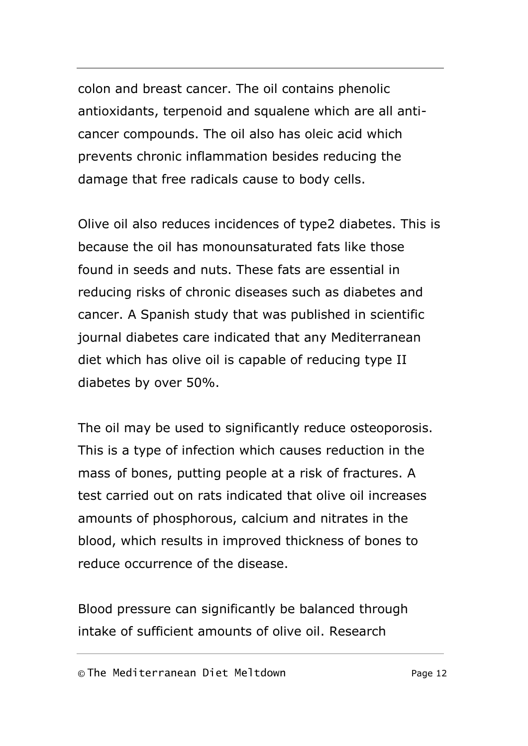colon and breast cancer. The oil contains phenolic antioxidants, terpenoid and squalene which are all anti-cancer compounds. The oil also has oleic acid which prevents chronic inflammation besides reducing the damage that free radicals cause to body cells.

Olive oil also reduces incidences of type2 diabetes. This is because the oil has monounsaturated fats like those found in seeds and nuts. These fats are essential in reducing risks of chronic diseases such as diabetes and cancer. A Spanish study that was published in scientific journal diabetes care indicated that any Mediterranean diet which has olive oil is capable of reducing type II diabetes by over 50%.

The oil may be used to significantly reduce osteoporosis. This is a type of infection which causes reduction in the mass of bones, putting people at a risk of fractures. A test carried out on rats indicated that olive oil increases amounts of phosphorous, calcium and nitrates in the blood, which results in improved thickness of bones to reduce occurrence of the disease.

Blood pressure can significantly be balanced through intake of sufficient amounts of olive oil. Research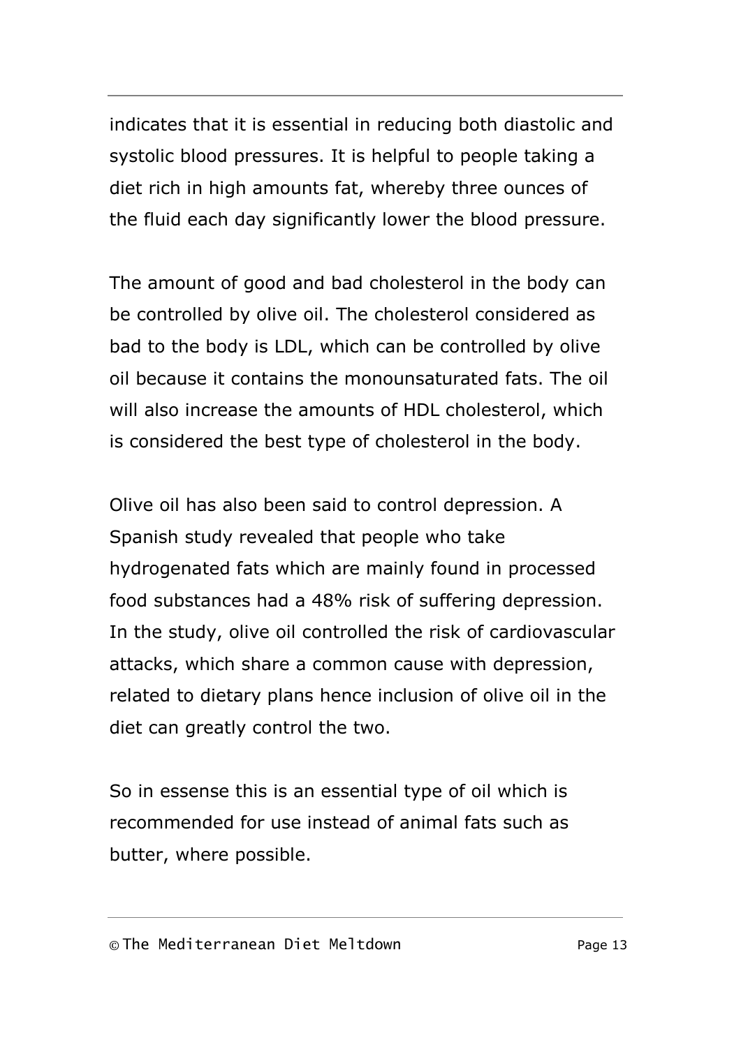indicates that it is essential in reducing both diastolic and systolic blood pressures. It is helpful to people taking a diet rich in high amounts fat, whereby three ounces of the fluid each day significantly lower the blood pressure.

The amount of good and bad cholesterol in the body can be controlled by olive oil. The cholesterol considered as bad to the body is LDL, which can be controlled by olive oil because it contains the monounsaturated fats. The oil will also increase the amounts of HDL cholesterol, which is considered the best type of cholesterol in the body.

Olive oil has also been said to control depression. A Spanish study revealed that people who take hydrogenated fats which are mainly found in processed food substances had a 48% risk of suffering depression. In the study, olive oil controlled the risk of cardiovascular attacks, which share a common cause with depression, related to dietary plans hence inclusion of olive oil in the diet can greatly control the two.

So in essense this is an essential type of oil which is recommended for use instead of animal fats such as butter, where possible.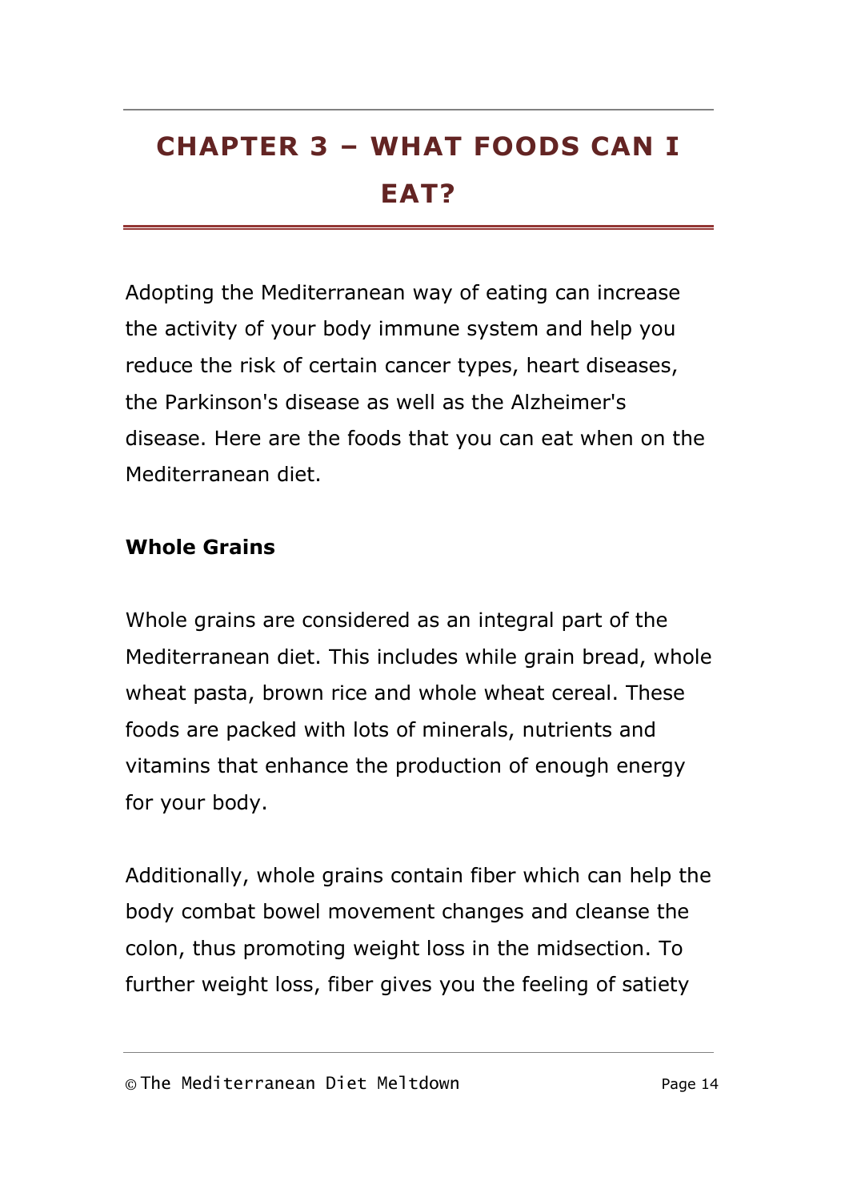# CHAPTER 3 – WHAT FOODS CAN I EAT?

Adopting the Mediterranean way of eating can increase the activity of your body immune system and help you reduce the risk of certain cancer types, heart diseases, the Parkinson's disease as well as the Alzheimer's disease. Here are the foods that you can eat when on the Mediterranean diet.

**Whole Grains**

Whole grains are considered as an integral part of the Mediterranean diet. This includes while grain bread, whole wheat pasta, brown rice and whole wheat cereal. These foods are packed with lots of minerals, nutrients and vitamins that enhance the production of enough energy for your body.

Additionally, whole grains contain fiber which can help the body combat bowel movement changes and cleanse the colon, thus promoting weight loss in the midsection. To further weight loss, fiber gives you the feeling of satiety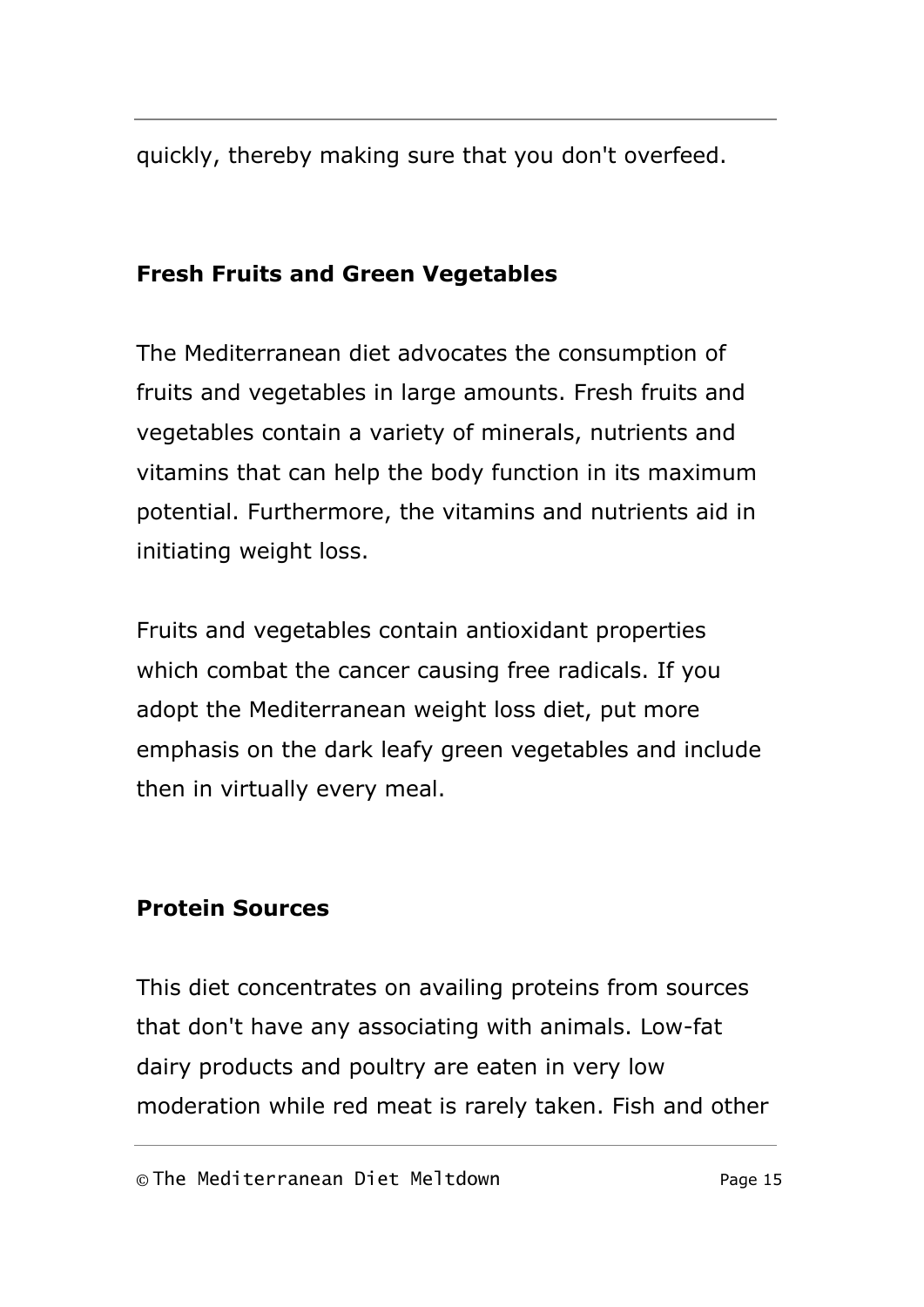quickly, thereby making sure that you don't overfeed.

### Fresh Fruits and Green Vegetables

The Mediterranean diet advocates the consumption of fruits and vegetables in large amounts. Fresh fruits and vegetables contain a variety of minerals, nutrients and vitamins that can help the body function in its maximum potential. Furthermore, the vitamins and nutrients aid in initiating weight loss.

Fruits and vegetables contain antioxidant properties which combat the cancer causing free radicals. If you adopt the Mediterranean weight loss diet, put more emphasis on the dark leafy green vegetables and include then in virtually every meal.

### Protein Sources

This diet concentrates on availing proteins from sources that don't have any associating with animals. Low-fat dairy products and poultry are eaten in very low moderation while red meat is rarely taken. Fish and other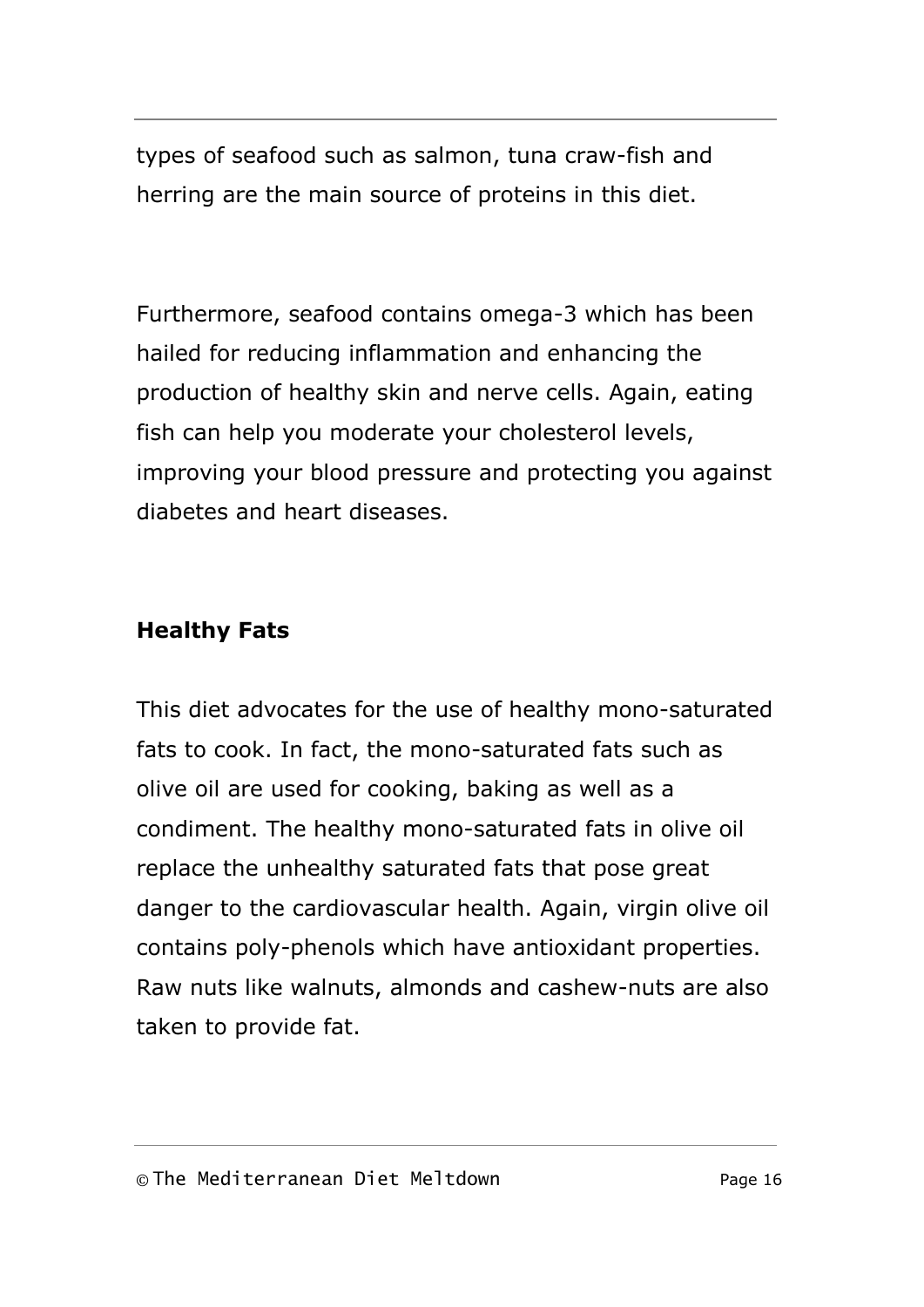types of seafood such as salmon, tuna craw-fish and herring are the main source of proteins in this diet.

Furthermore, seafood contains omega-3 which has been hailed for reducing inflammation and enhancing the production of healthy skin and nerve cells. Again, eating fish can help you moderate your cholesterol levels, improving your blood pressure and protecting you against diabetes and heart diseases.

**Healthy Fats**

This diet advocates for the use of healthy mono-saturated fats to cook. In fact, the mono-saturated fats such as olive oil are used for cooking, baking as well as a condiment. The healthy mono-saturated fats in olive oil replace the unhealthy saturated fats that pose great danger to the cardiovascular health. Again, virgin olive oil contains poly-phenols which have antioxidant properties. Raw nuts like walnuts, almonds and cashew-nuts are also taken to provide fat.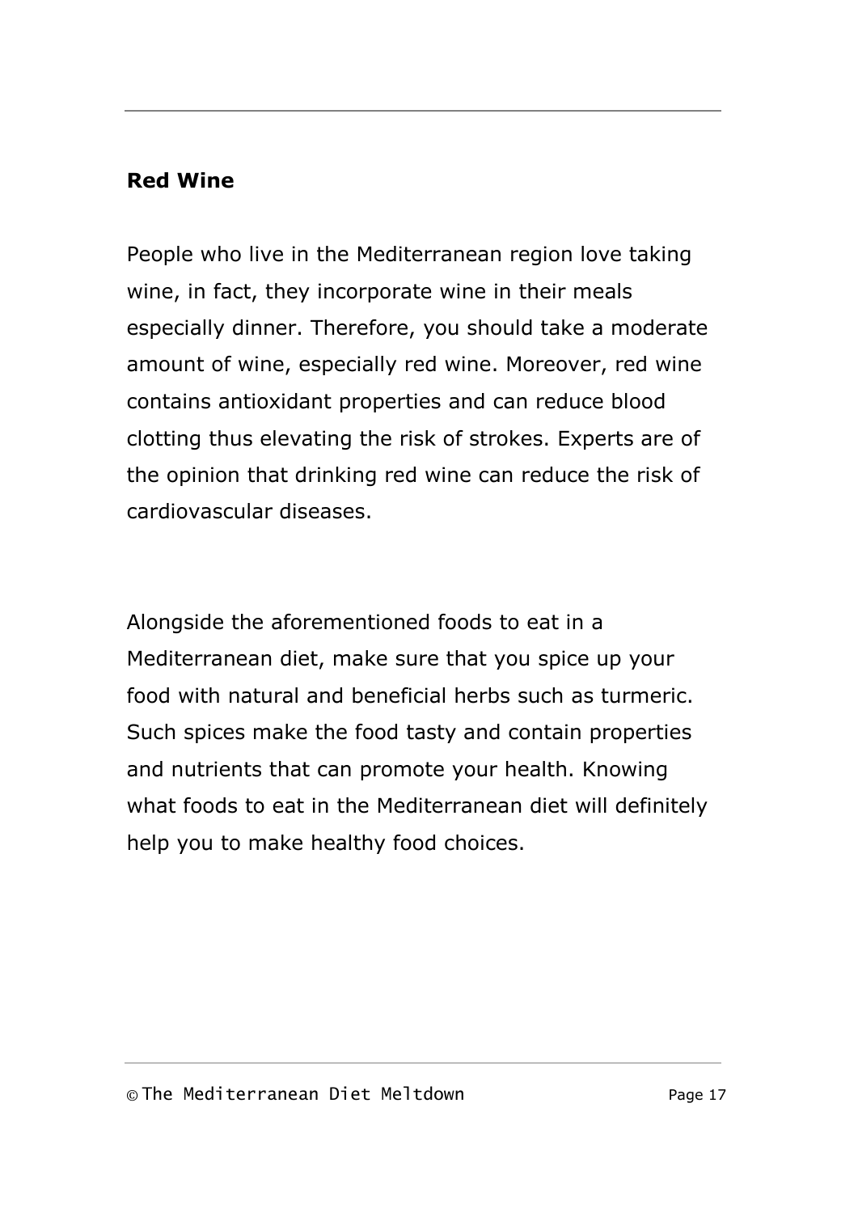**Red Wine**

People who live in the Mediterranean region love taking wine, in fact, they incorporate wine in their meals especially dinner. Therefore, you should take a moderate amount of wine, especially red wine. Moreover, red wine contains antioxidant properties and can reduce blood clotting thus elevating the risk of strokes. Experts are of the opinion that drinking red wine can reduce the risk of cardiovascular diseases.

Alongside the aforementioned foods to eat in a Mediterranean diet, make sure that you spice up your food with natural and beneficial herbs such as turmeric. Such spices make the food tasty and contain properties and nutrients that can promote your health. Knowing what foods to eat in the Mediterranean diet will definitely help you to make healthy food choices.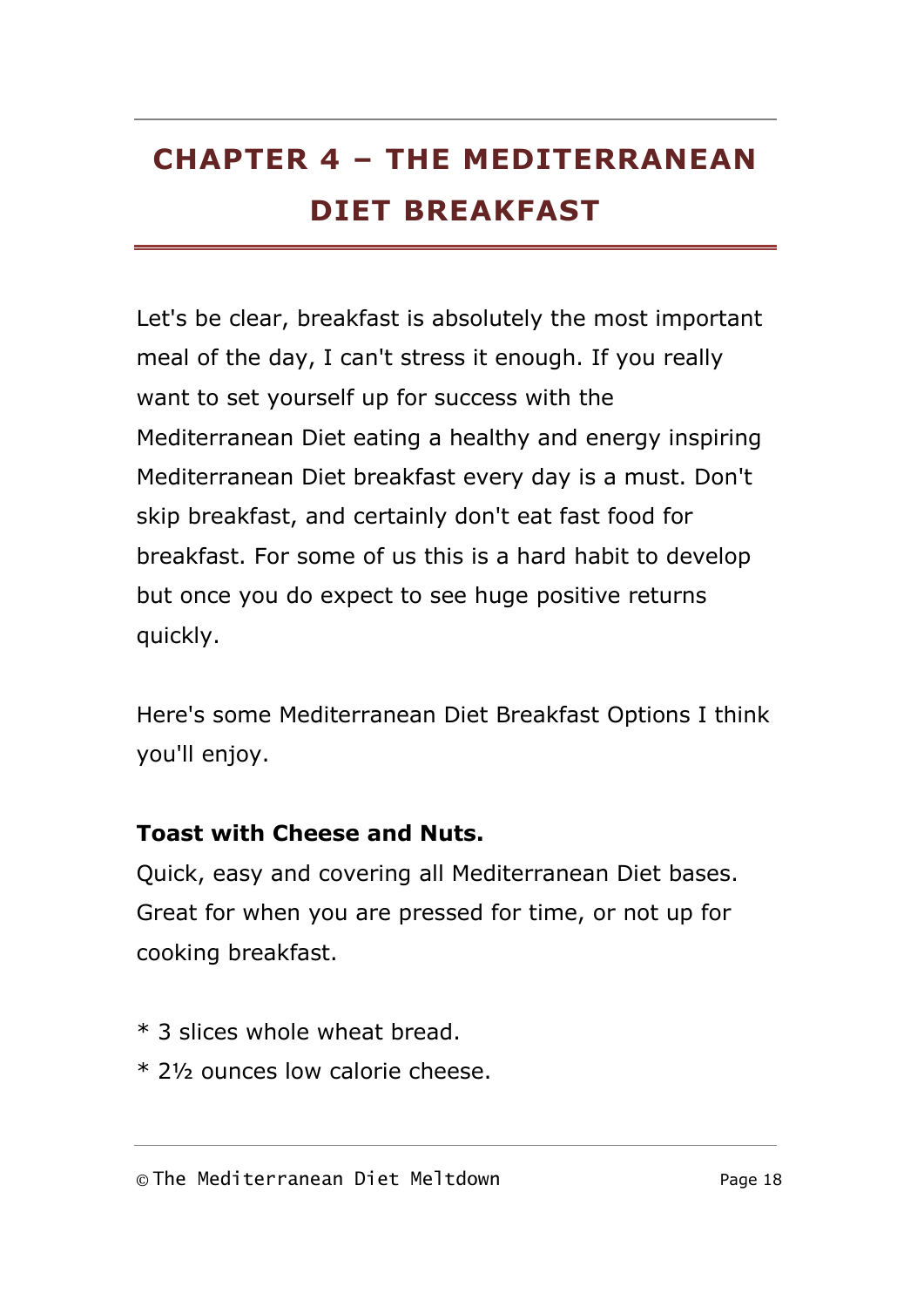# CHAPTER 4 – THE MEDITERRANEAN DIET BREAKFAST

Let's be clear, breakfast is absolutely the most important meal of the day, I can't stress it enough. If you really want to set yourself up for success with the Mediterranean Diet eating a healthy and energy inspiring Mediterranean Diet breakfast every day is a must. Don't skip breakfast, and certainly don't eat fast food for breakfast. For some of us this is a hard habit to develop but once you do expect to see huge positive returns quickly.

Here's some Mediterranean Diet Breakfast Options I think you'll enjoy.

**Toast with Cheese and Nuts.**

Quick, easy and covering all Mediterranean Diet bases. Great for when you are pressed for time, or not up for cooking breakfast.

* 3 slices whole wheat bread.
* 2½ ounces low calorie cheese.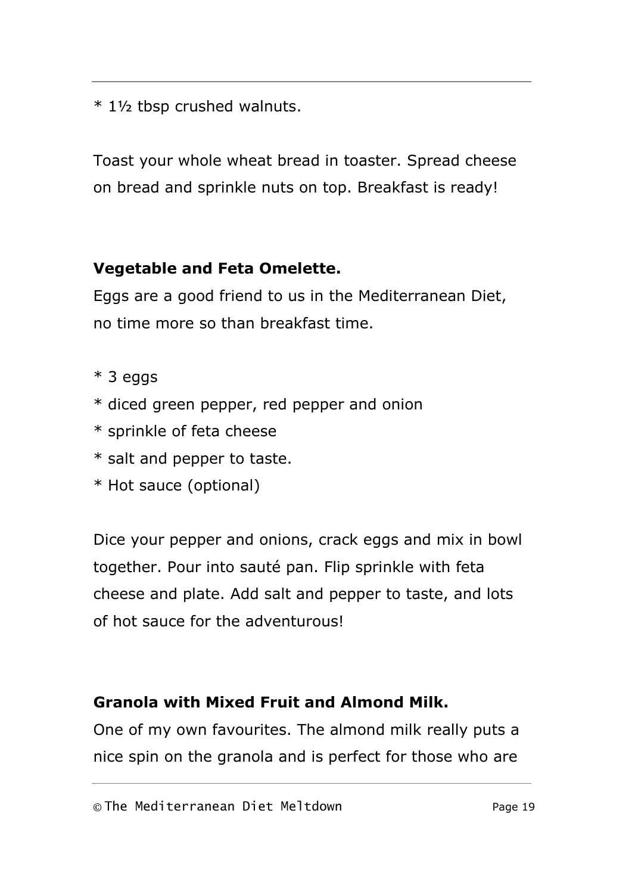* 1½ tbsp crushed walnuts.

Toast your whole wheat bread in toaster. Spread cheese on bread and sprinkle nuts on top. Breakfast is ready!

**Vegetable and Feta Omelette.**

Eggs are a good friend to us in the Mediterranean Diet, no time more so than breakfast time.

* 3 eggs
* diced green pepper, red pepper and onion
* sprinkle of feta cheese
* salt and pepper to taste.
* Hot sauce (optional)

Dice your pepper and onions, crack eggs and mix in bowl together. Pour into sauté pan. Flip sprinkle with feta cheese and plate. Add salt and pepper to taste, and lots of hot sauce for the adventurous!

**Granola with Mixed Fruit and Almond Milk.**

One of my own favourites. The almond milk really puts a nice spin on the granola and is perfect for those who are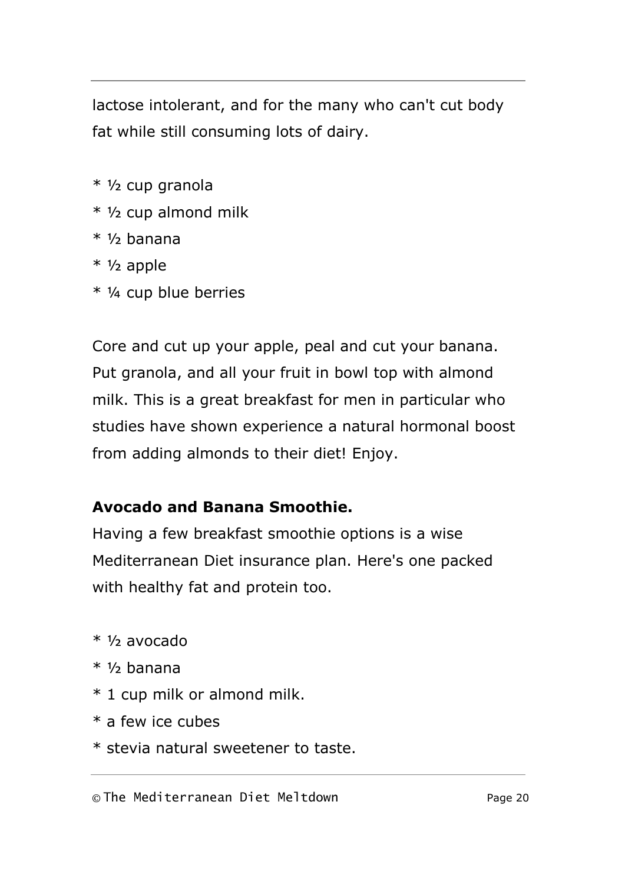lactose intolerant, and for the many who can't cut body fat while still consuming lots of dairy.

* ½ cup granola
* ½ cup almond milk
* ½ banana
* ½ apple
* ¼ cup blue berries

Core and cut up your apple, peal and cut your banana. Put granola, and all your fruit in bowl top with almond milk. This is a great breakfast for men in particular who studies have shown experience a natural hormonal boost from adding almonds to their diet! Enjoy.

**Avocado and Banana Smoothie.**

Having a few breakfast smoothie options is a wise Mediterranean Diet insurance plan. Here's one packed with healthy fat and protein too.

* ½ avocado
* ½ banana
* 1 cup milk or almond milk.
* a few ice cubes
* stevia natural sweetener to taste.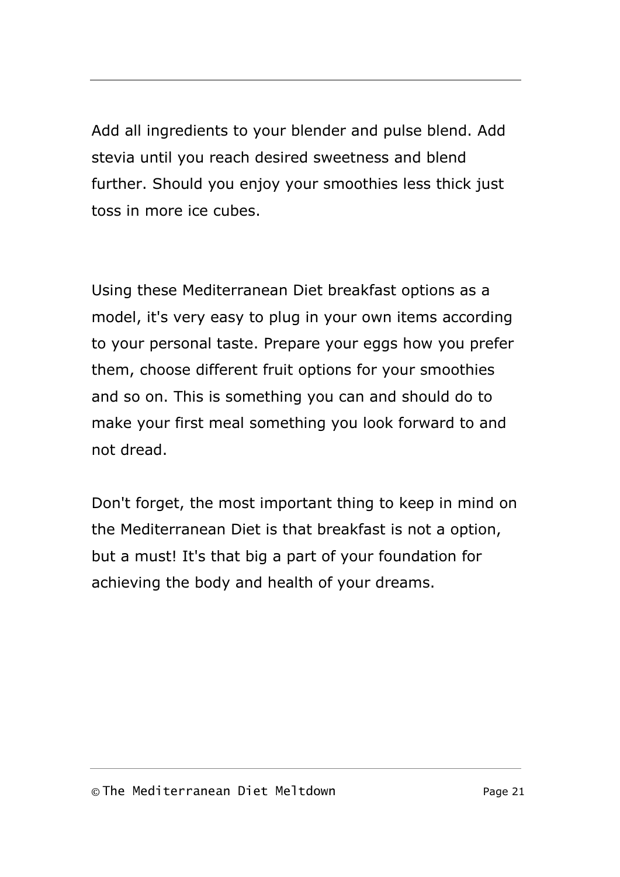Add all ingredients to your blender and pulse blend. Add stevia until you reach desired sweetness and blend further. Should you enjoy your smoothies less thick just toss in more ice cubes.

Using these Mediterranean Diet breakfast options as a model, it's very easy to plug in your own items according to your personal taste. Prepare your eggs how you prefer them, choose different fruit options for your smoothies and so on. This is something you can and should do to make your first meal something you look forward to and not dread.

Don't forget, the most important thing to keep in mind on the Mediterranean Diet is that breakfast is not a option, but a must! It's that big a part of your foundation for achieving the body and health of your dreams.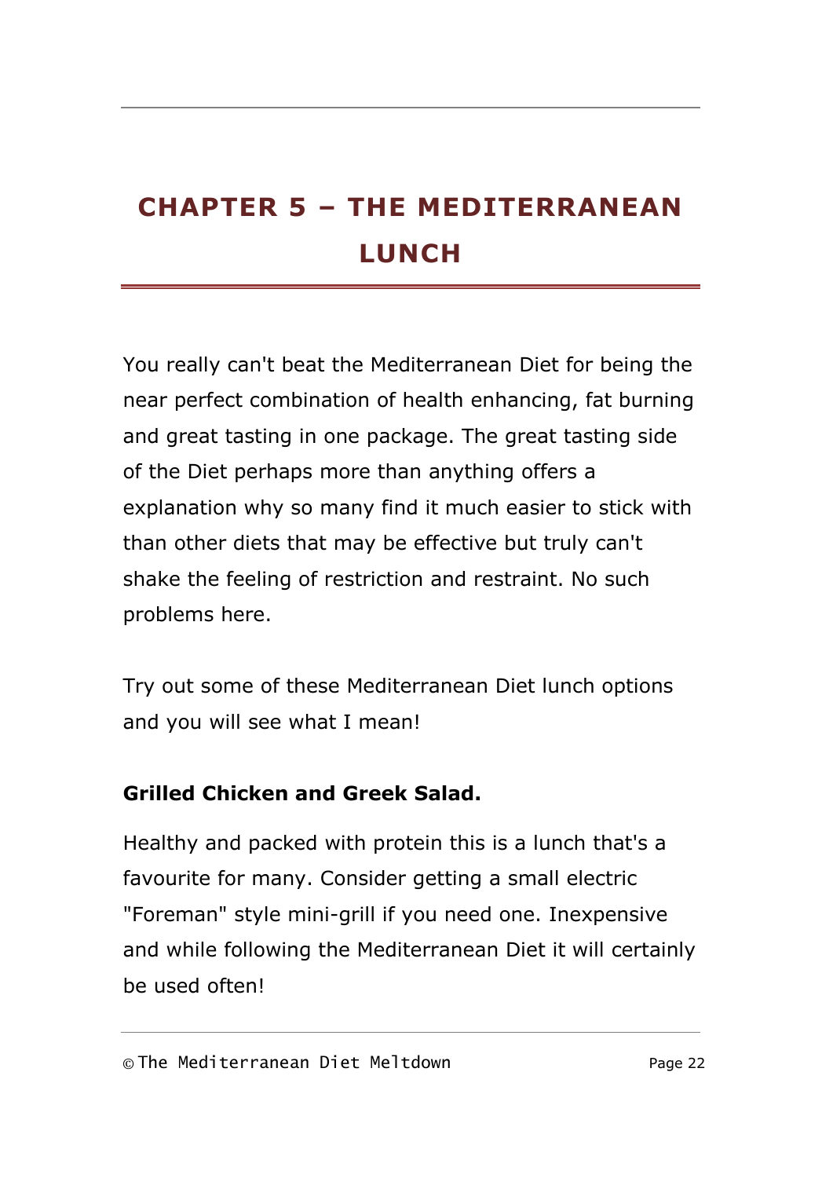# CHAPTER 5 – THE MEDITERRANEAN LUNCH

You really can't beat the Mediterranean Diet for being the near perfect combination of health enhancing, fat burning and great tasting in one package. The great tasting side of the Diet perhaps more than anything offers a explanation why so many find it much easier to stick with than other diets that may be effective but truly can't shake the feeling of restriction and restraint. No such problems here.

Try out some of these Mediterranean Diet lunch options and you will see what I mean!

**Grilled Chicken and Greek Salad.**

Healthy and packed with protein this is a lunch that's a favourite for many. Consider getting a small electric "Foreman" style mini-grill if you need one. Inexpensive and while following the Mediterranean Diet it will certainly be used often!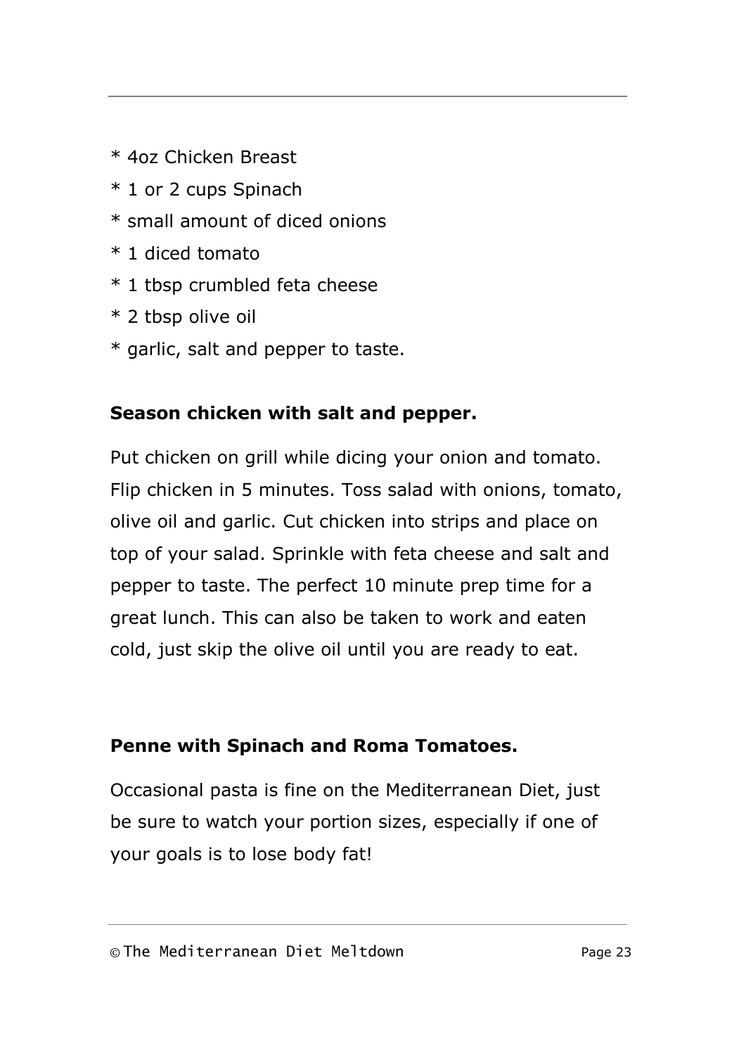* 4oz Chicken Breast
* 1 or 2 cups Spinach
* small amount of diced onions
* 1 diced tomato
* 1 tbsp crumbled feta cheese
* 2 tbsp olive oil
* garlic, salt and pepper to taste.

**Season chicken with salt and pepper.**

Put chicken on grill while dicing your onion and tomato. Flip chicken in 5 minutes. Toss salad with onions, tomato, olive oil and garlic. Cut chicken into strips and place on top of your salad. Sprinkle with feta cheese and salt and pepper to taste. The perfect 10 minute prep time for a great lunch. This can also be taken to work and eaten cold, just skip the olive oil until you are ready to eat.

**Penne with Spinach and Roma Tomatoes.**

Occasional pasta is fine on the Mediterranean Diet, just be sure to watch your portion sizes, especially if one of your goals is to lose body fat!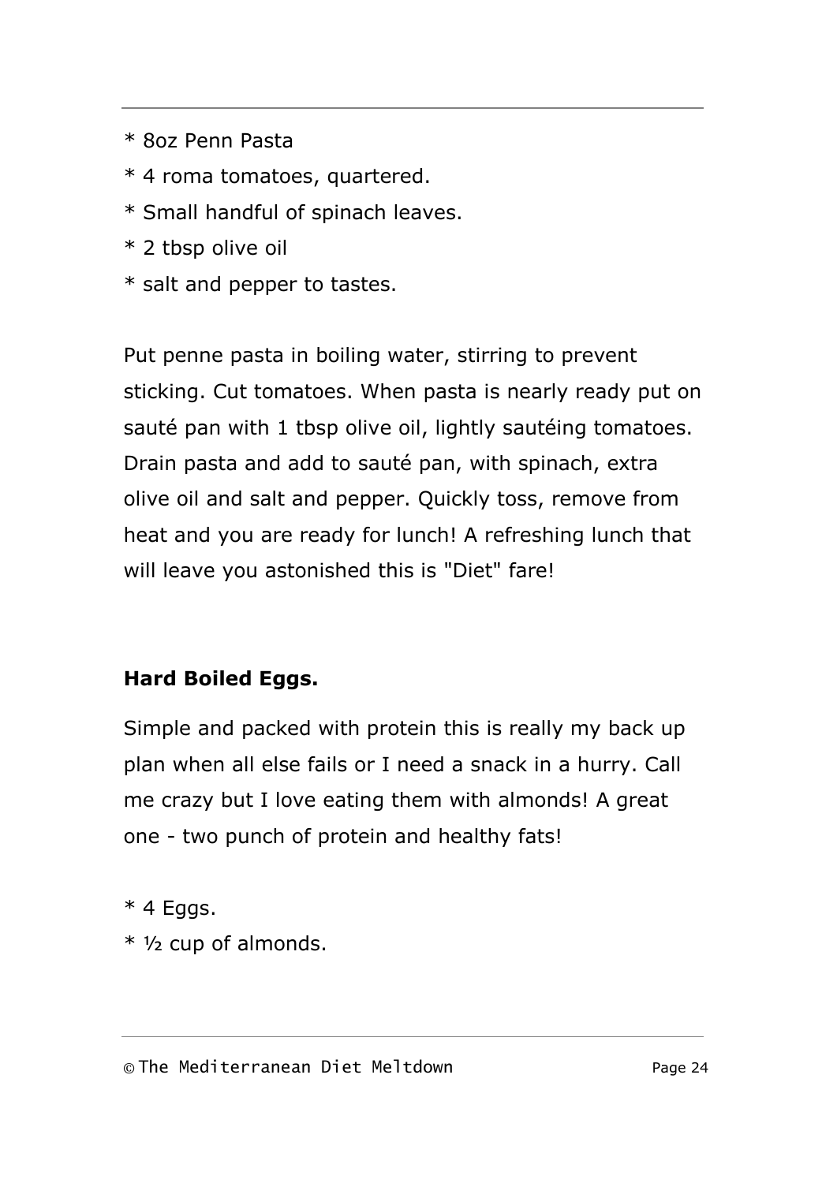* 8oz Penn Pasta
* 4 roma tomatoes, quartered.
* Small handful of spinach leaves.
* 2 tbsp olive oil
* salt and pepper to tastes.

Put penne pasta in boiling water, stirring to prevent sticking. Cut tomatoes. When pasta is nearly ready put on sauté pan with 1 tbsp olive oil, lightly sautéing tomatoes. Drain pasta and add to sauté pan, with spinach, extra olive oil and salt and pepper. Quickly toss, remove from heat and you are ready for lunch! A refreshing lunch that will leave you astonished this is "Diet" fare!

**Hard Boiled Eggs.**

Simple and packed with protein this is really my back up plan when all else fails or I need a snack in a hurry. Call me crazy but I love eating them with almonds! A great one - two punch of protein and healthy fats!

* 4 Eggs.
* ½ cup of almonds.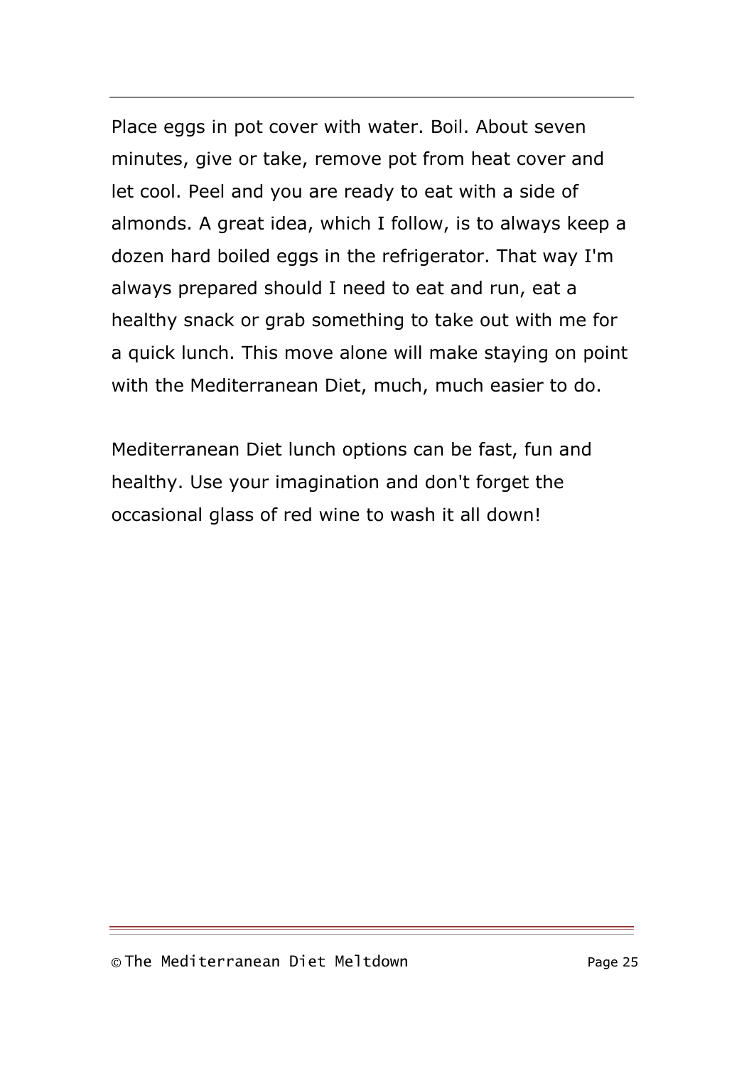Place eggs in pot cover with water. Boil. About seven minutes, give or take, remove pot from heat cover and let cool. Peel and you are ready to eat with a side of almonds. A great idea, which I follow, is to always keep a dozen hard boiled eggs in the refrigerator. That way I'm always prepared should I need to eat and run, eat a healthy snack or grab something to take out with me for a quick lunch. This move alone will make staying on point with the Mediterranean Diet, much, much easier to do.

Mediterranean Diet lunch options can be fast, fun and healthy. Use your imagination and don't forget the occasional glass of red wine to wash it all down!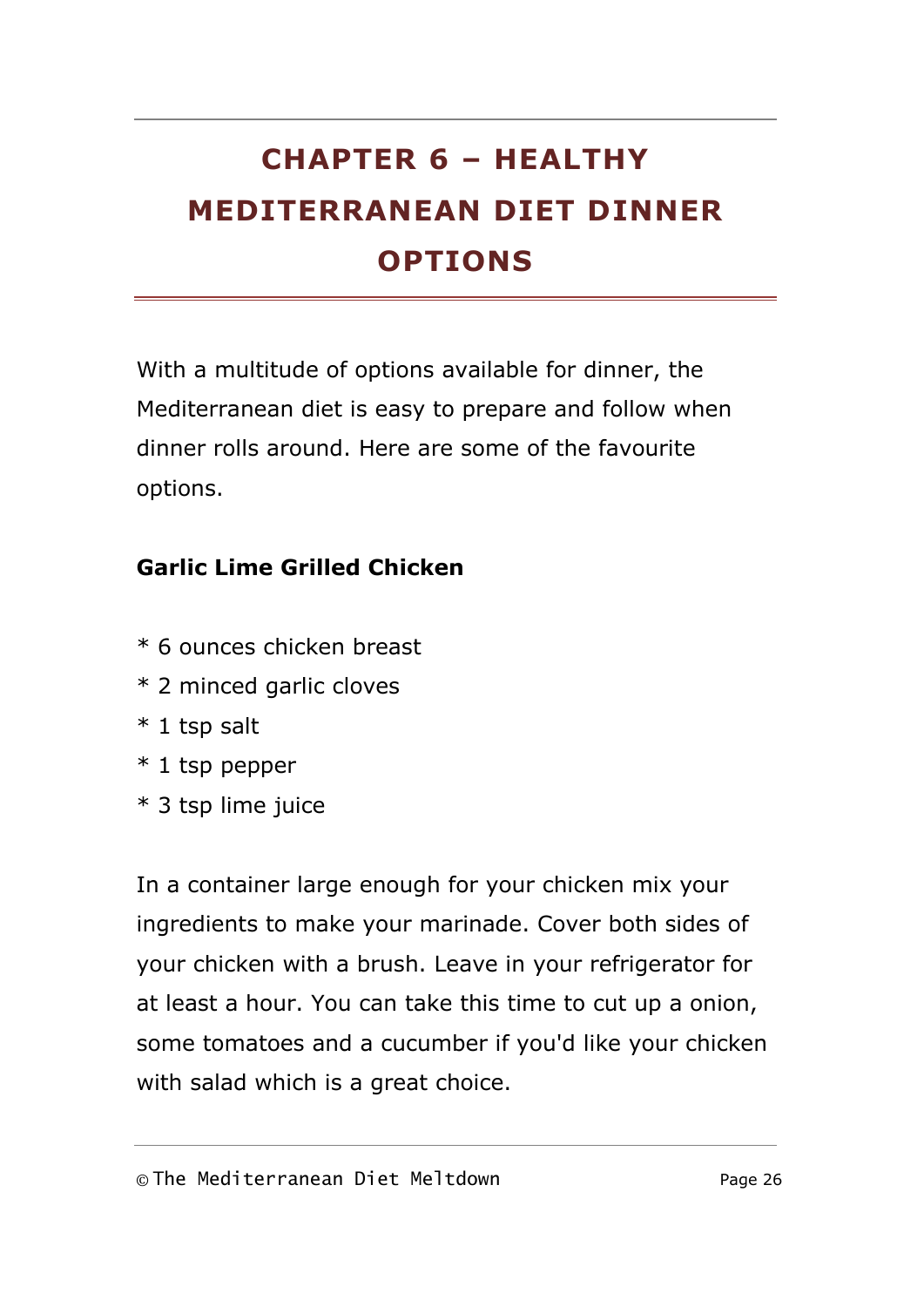# CHAPTER 6 – HEALTHY MEDITERRANEAN DIET DINNER OPTIONS

With a multitude of options available for dinner, the Mediterranean diet is easy to prepare and follow when dinner rolls around. Here are some of the favourite options.

**Garlic Lime Grilled Chicken**

* 6 ounces chicken breast
* 2 minced garlic cloves
* 1 tsp salt
* 1 tsp pepper
* 3 tsp lime juice

In a container large enough for your chicken mix your ingredients to make your marinade. Cover both sides of your chicken with a brush. Leave in your refrigerator for at least a hour. You can take this time to cut up a onion, some tomatoes and a cucumber if you'd like your chicken with salad which is a great choice.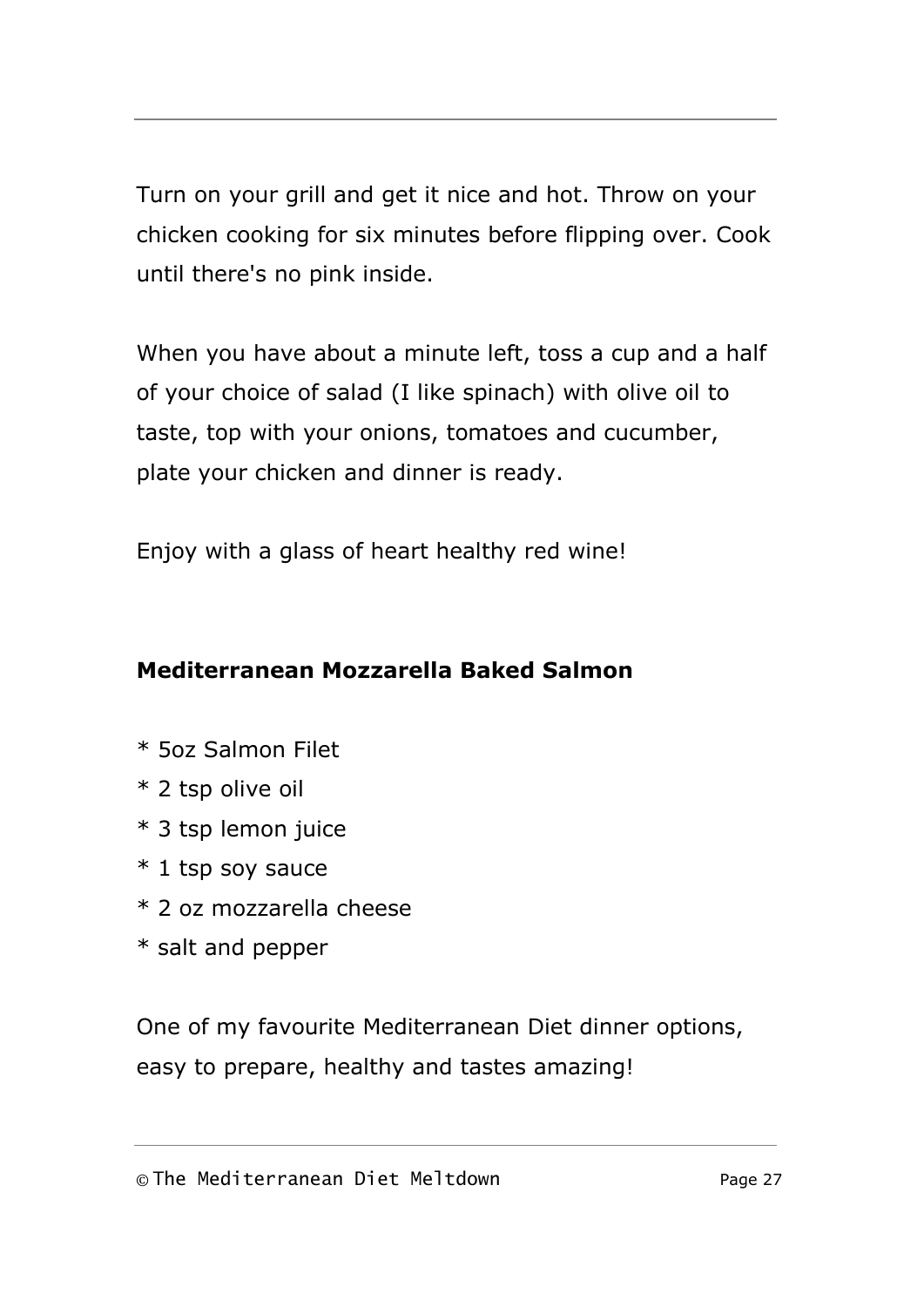Turn on your grill and get it nice and hot. Throw on your chicken cooking for six minutes before flipping over. Cook until there's no pink inside.

When you have about a minute left, toss a cup and a half of your choice of salad (I like spinach) with olive oil to taste, top with your onions, tomatoes and cucumber, plate your chicken and dinner is ready.

Enjoy with a glass of heart healthy red wine!

**Mediterranean Mozzarella Baked Salmon**

* 5oz Salmon Filet
* 2 tsp olive oil
* 3 tsp lemon juice
* 1 tsp soy sauce
* 2 oz mozzarella cheese
* salt and pepper

One of my favourite Mediterranean Diet dinner options, easy to prepare, healthy and tastes amazing!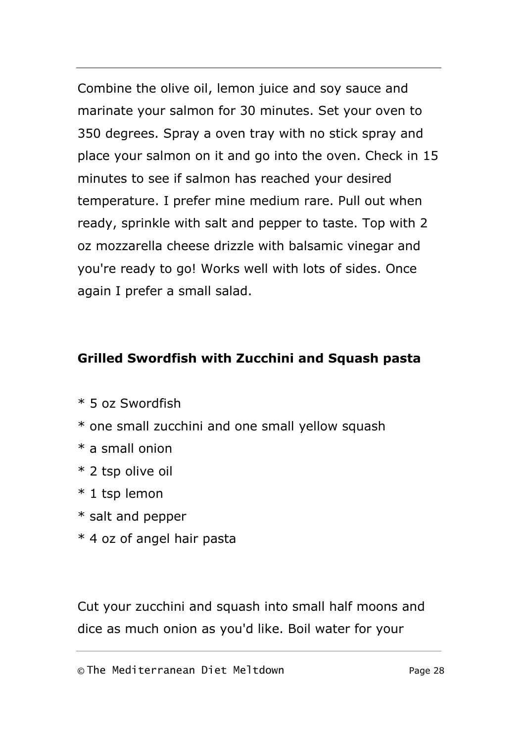Combine the olive oil, lemon juice and soy sauce and marinate your salmon for 30 minutes. Set your oven to 350 degrees. Spray a oven tray with no stick spray and place your salmon on it and go into the oven. Check in 15 minutes to see if salmon has reached your desired temperature. I prefer mine medium rare. Pull out when ready, sprinkle with salt and pepper to taste. Top with 2 oz mozzarella cheese drizzle with balsamic vinegar and you're ready to go! Works well with lots of sides. Once again I prefer a small salad.

**Grilled Swordfish with Zucchini and Squash pasta**

* 5 oz Swordfish
* one small zucchini and one small yellow squash
* a small onion
* 2 tsp olive oil
* 1 tsp lemon
* salt and pepper
* 4 oz of angel hair pasta

Cut your zucchini and squash into small half moons and dice as much onion as you'd like. Boil water for your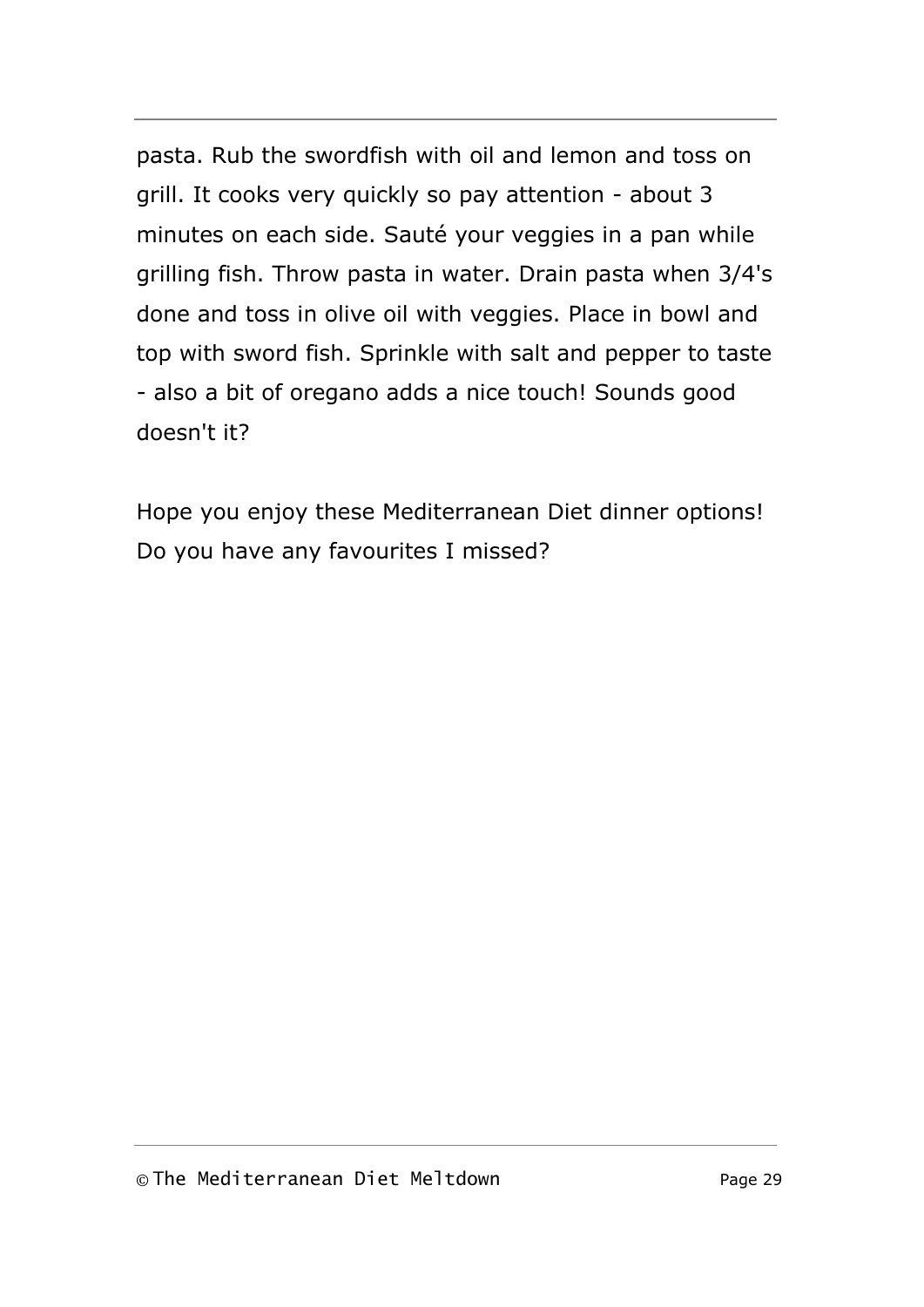pasta. Rub the swordfish with oil and lemon and toss on grill. It cooks very quickly so pay attention - about 3 minutes on each side. Sauté your veggies in a pan while grilling fish. Throw pasta in water. Drain pasta when 3/4's done and toss in olive oil with veggies. Place in bowl and top with sword fish. Sprinkle with salt and pepper to taste - also a bit of oregano adds a nice touch! Sounds good doesn't it?

Hope you enjoy these Mediterranean Diet dinner options! Do you have any favourites I missed?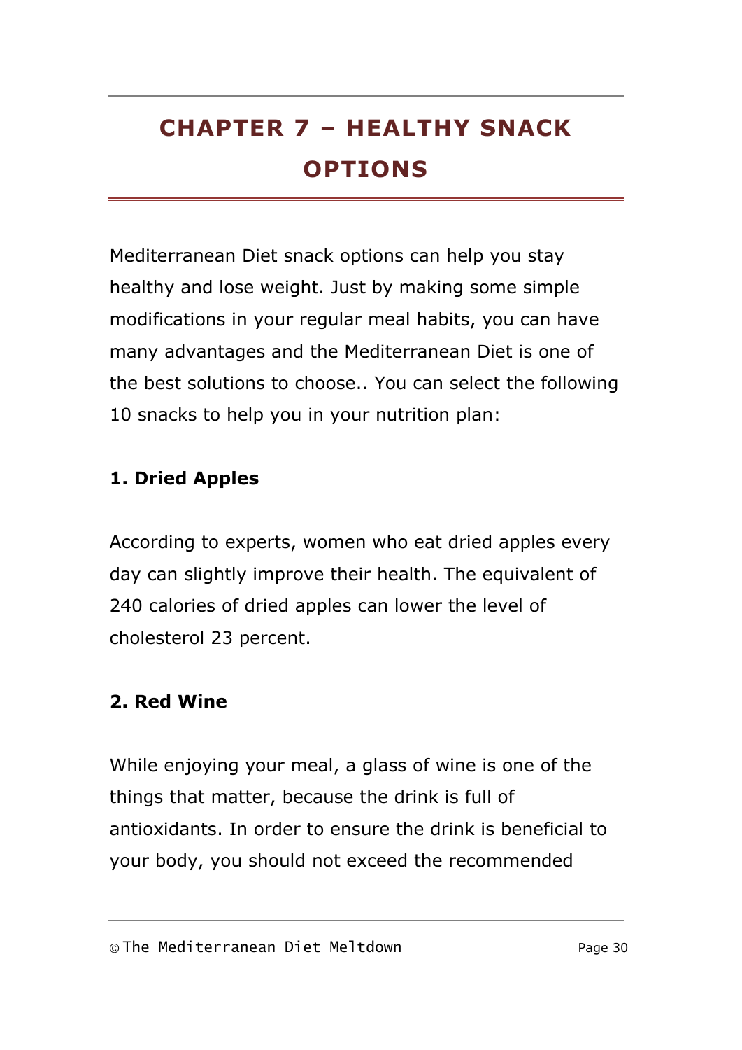# CHAPTER 7 – HEALTHY SNACK OPTIONS

Mediterranean Diet snack options can help you stay healthy and lose weight. Just by making some simple modifications in your regular meal habits, you can have many advantages and the Mediterranean Diet is one of the best solutions to choose.. You can select the following 10 snacks to help you in your nutrition plan:

**1. Dried Apples**

According to experts, women who eat dried apples every day can slightly improve their health. The equivalent of 240 calories of dried apples can lower the level of cholesterol 23 percent.

**2. Red Wine**

While enjoying your meal, a glass of wine is one of the things that matter, because the drink is full of antioxidants. In order to ensure the drink is beneficial to your body, you should not exceed the recommended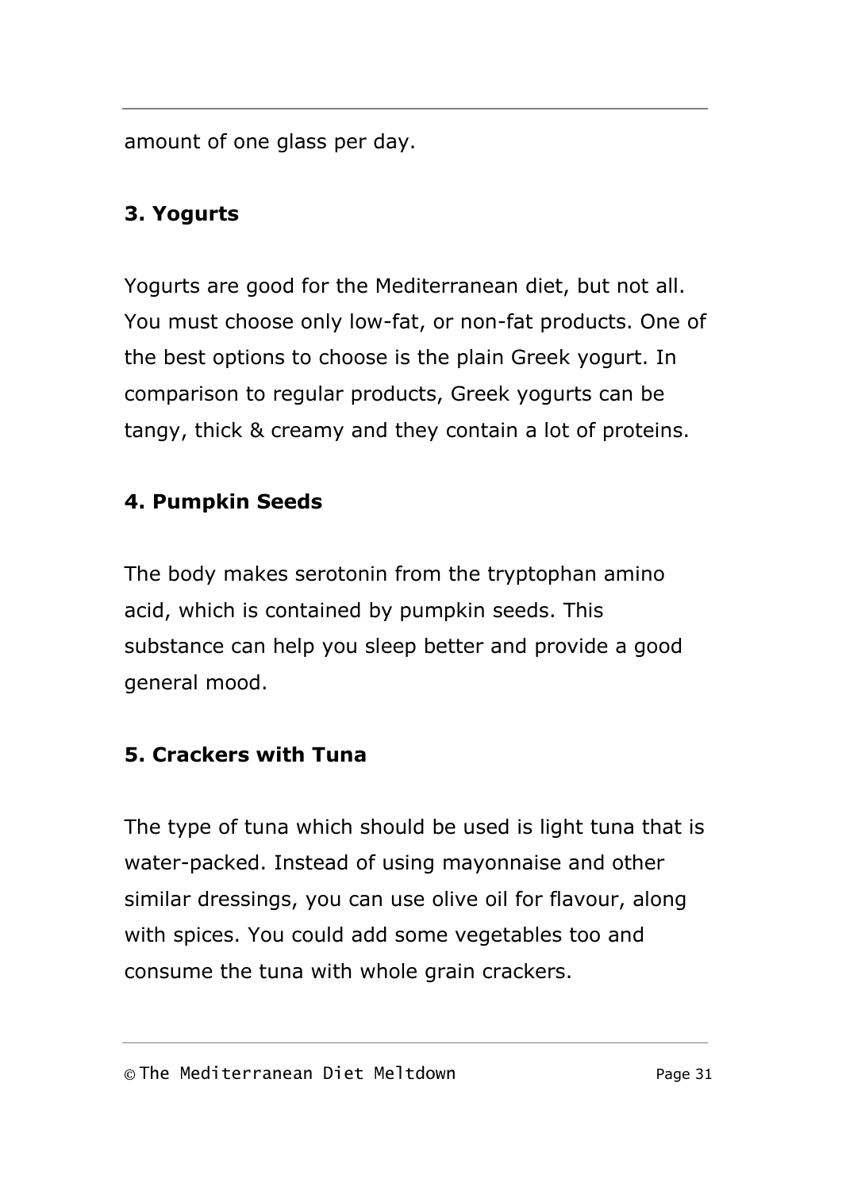amount of one glass per day.

### 3. Yogurts

Yogurts are good for the Mediterranean diet, but not all. You must choose only low-fat, or non-fat products. One of the best options to choose is the plain Greek yogurt. In comparison to regular products, Greek yogurts can be tangy, thick & creamy and they contain a lot of proteins.

### 4. Pumpkin Seeds

The body makes serotonin from the tryptophan amino acid, which is contained by pumpkin seeds. This substance can help you sleep better and provide a good general mood.

### 5. Crackers with Tuna

The type of tuna which should be used is light tuna that is water-packed. Instead of using mayonnaise and other similar dressings, you can use olive oil for flavour, along with spices. You could add some vegetables too and consume the tuna with whole grain crackers.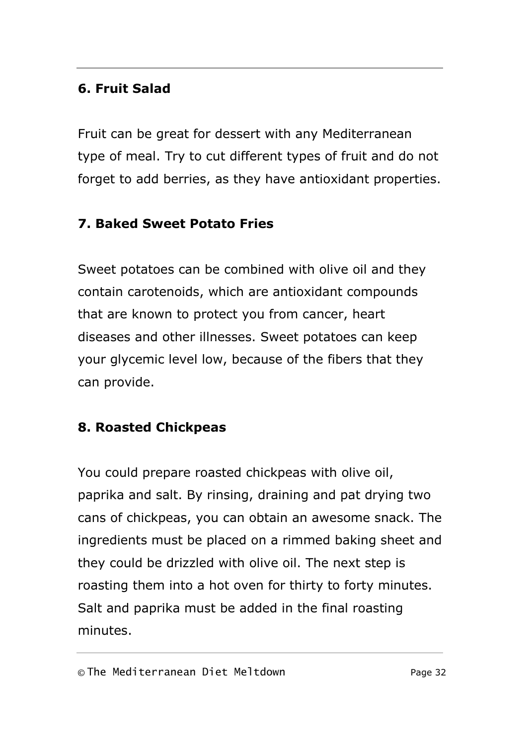**6. Fruit Salad**

Fruit can be great for dessert with any Mediterranean type of meal. Try to cut different types of fruit and do not forget to add berries, as they have antioxidant properties.

**7. Baked Sweet Potato Fries**

Sweet potatoes can be combined with olive oil and they contain carotenoids, which are antioxidant compounds that are known to protect you from cancer, heart diseases and other illnesses. Sweet potatoes can keep your glycemic level low, because of the fibers that they can provide.

**8. Roasted Chickpeas**

You could prepare roasted chickpeas with olive oil, paprika and salt. By rinsing, draining and pat drying two cans of chickpeas, you can obtain an awesome snack. The ingredients must be placed on a rimmed baking sheet and they could be drizzled with olive oil. The next step is roasting them into a hot oven for thirty to forty minutes. Salt and paprika must be added in the final roasting minutes.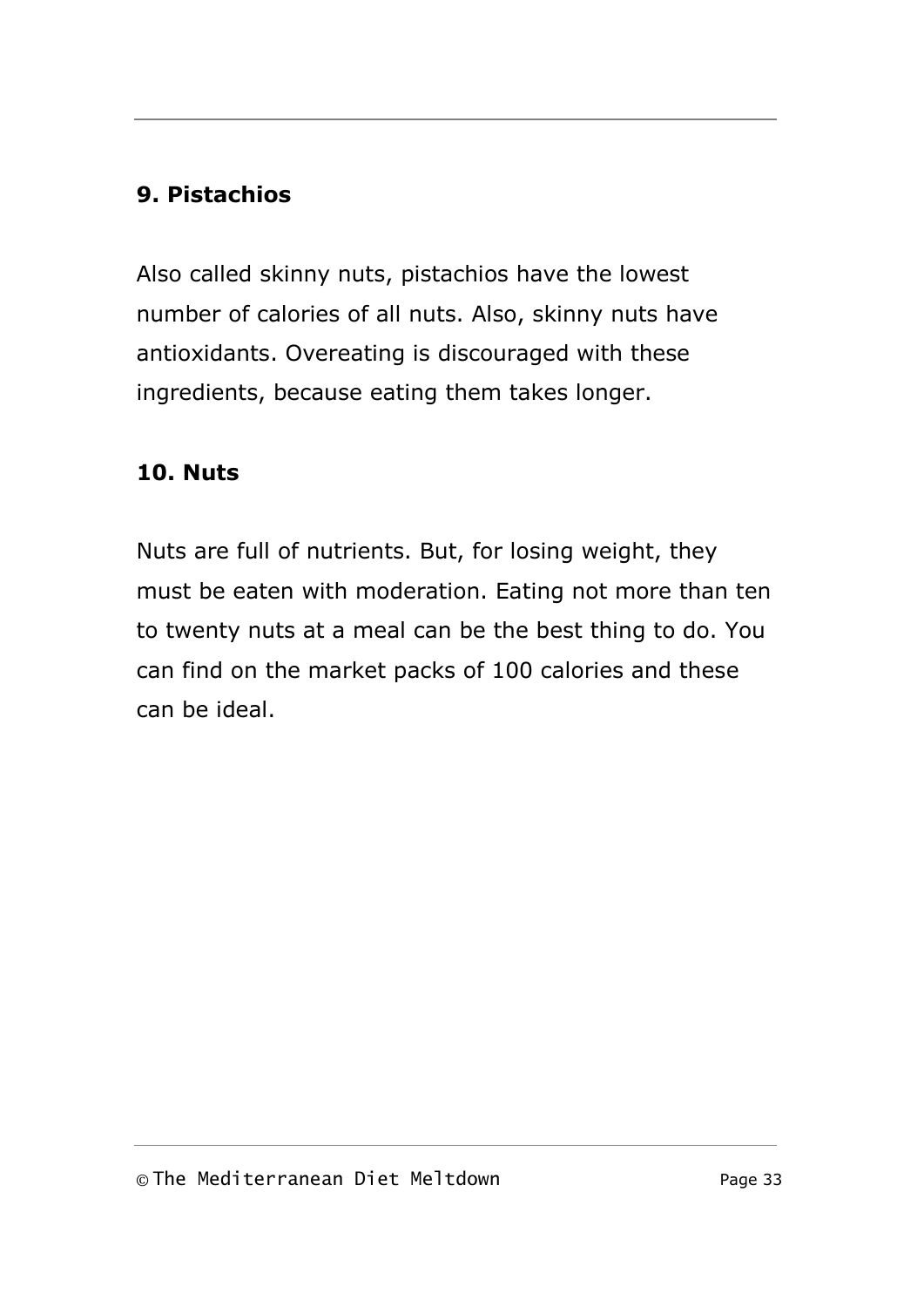**9. Pistachios**

Also called skinny nuts, pistachios have the lowest number of calories of all nuts. Also, skinny nuts have antioxidants. Overeating is discouraged with these ingredients, because eating them takes longer.

**10. Nuts**

Nuts are full of nutrients. But, for losing weight, they must be eaten with moderation. Eating not more than ten to twenty nuts at a meal can be the best thing to do. You can find on the market packs of 100 calories and these can be ideal.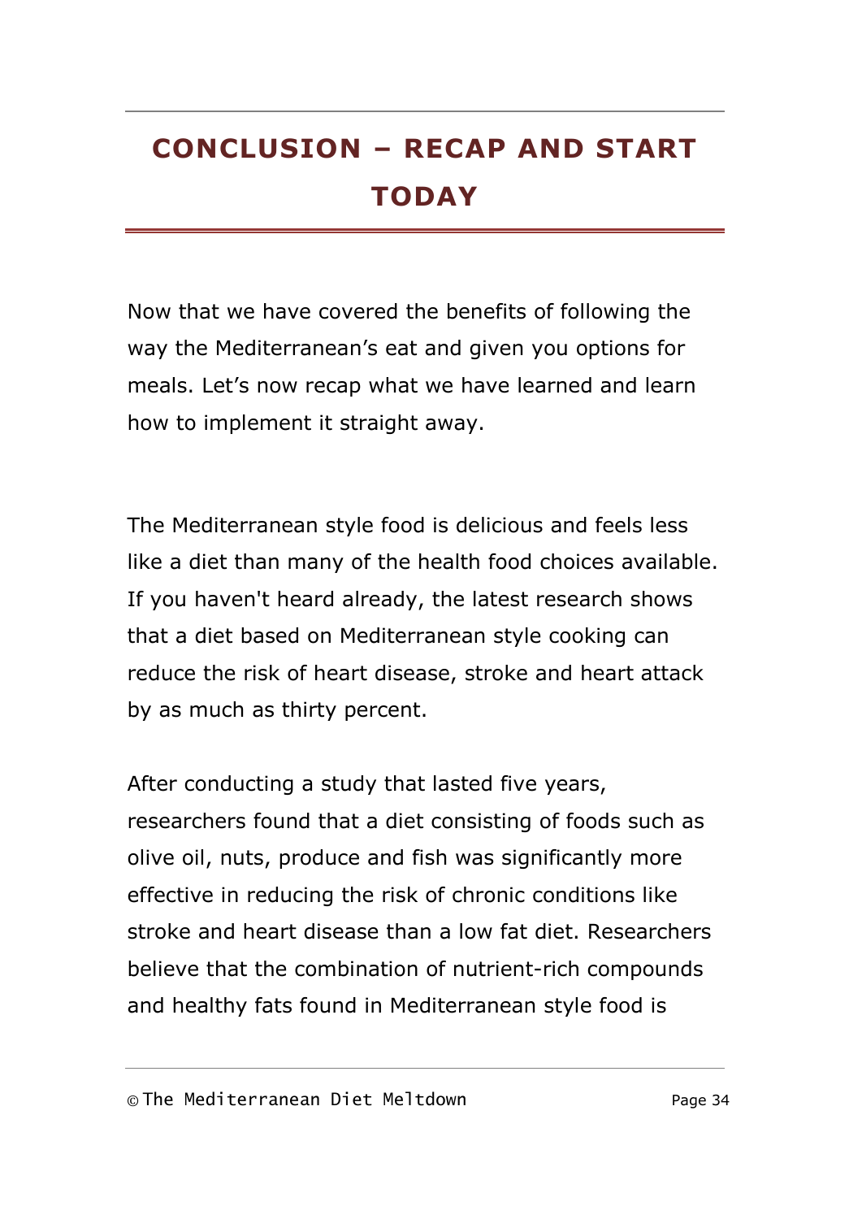# CONCLUSION – RECAP AND START TODAY

Now that we have covered the benefits of following the way the Mediterranean's eat and given you options for meals. Let's now recap what we have learned and learn how to implement it straight away.

The Mediterranean style food is delicious and feels less like a diet than many of the health food choices available. If you haven't heard already, the latest research shows that a diet based on Mediterranean style cooking can reduce the risk of heart disease, stroke and heart attack by as much as thirty percent.

After conducting a study that lasted five years, researchers found that a diet consisting of foods such as olive oil, nuts, produce and fish was significantly more effective in reducing the risk of chronic conditions like stroke and heart disease than a low fat diet. Researchers believe that the combination of nutrient-rich compounds and healthy fats found in Mediterranean style food is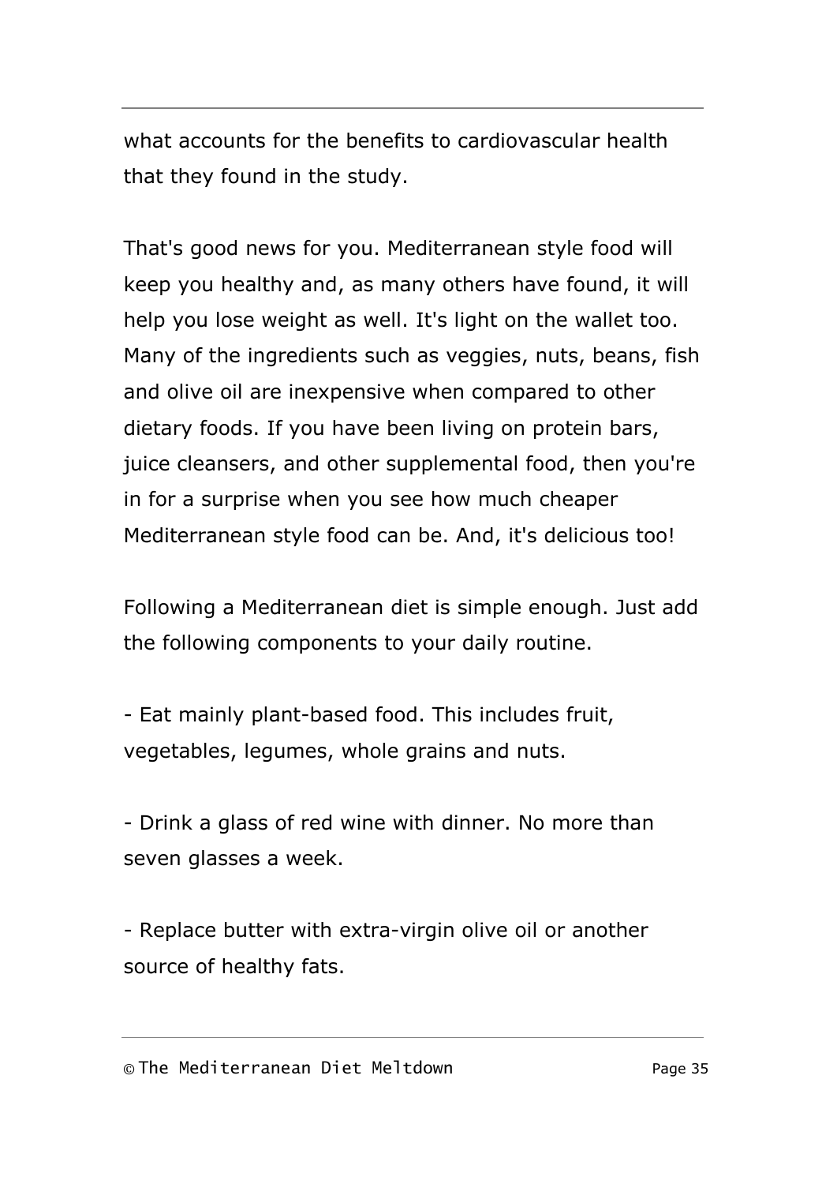what accounts for the benefits to cardiovascular health that they found in the study.

That's good news for you. Mediterranean style food will keep you healthy and, as many others have found, it will help you lose weight as well. It's light on the wallet too. Many of the ingredients such as veggies, nuts, beans, fish and olive oil are inexpensive when compared to other dietary foods. If you have been living on protein bars, juice cleansers, and other supplemental food, then you're in for a surprise when you see how much cheaper Mediterranean style food can be. And, it's delicious too!

Following a Mediterranean diet is simple enough. Just add the following components to your daily routine.

- Eat mainly plant-based food. This includes fruit, vegetables, legumes, whole grains and nuts.

- Drink a glass of red wine with dinner. No more than seven glasses a week.

- Replace butter with extra-virgin olive oil or another source of healthy fats.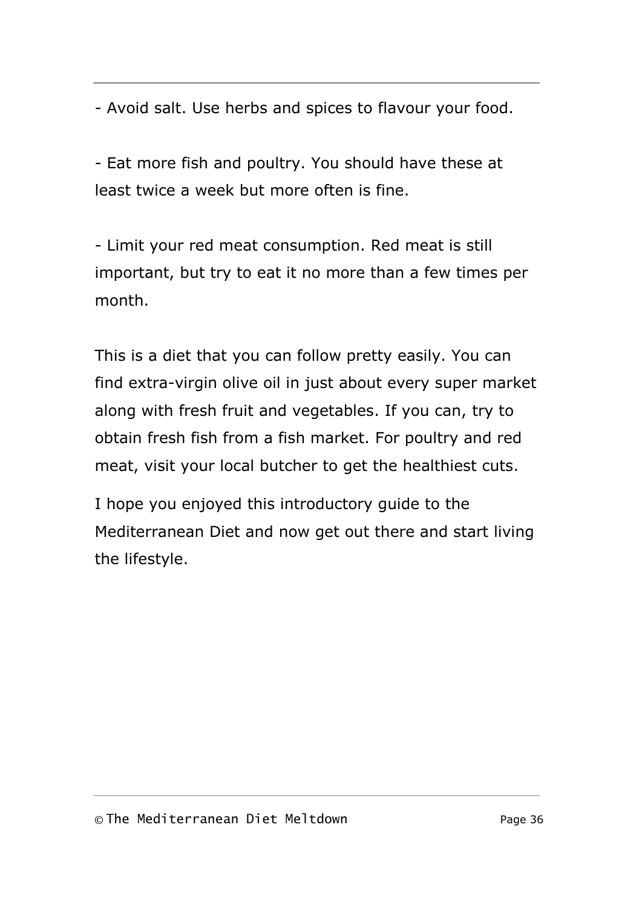- Avoid salt. Use herbs and spices to flavour your food.

- Eat more fish and poultry. You should have these at least twice a week but more often is fine.

- Limit your red meat consumption. Red meat is still important, but try to eat it no more than a few times per month.

This is a diet that you can follow pretty easily. You can find extra-virgin olive oil in just about every super market along with fresh fruit and vegetables. If you can, try to obtain fresh fish from a fish market. For poultry and red meat, visit your local butcher to get the healthiest cuts.

I hope you enjoyed this introductory guide to the Mediterranean Diet and now get out there and start living the lifestyle.